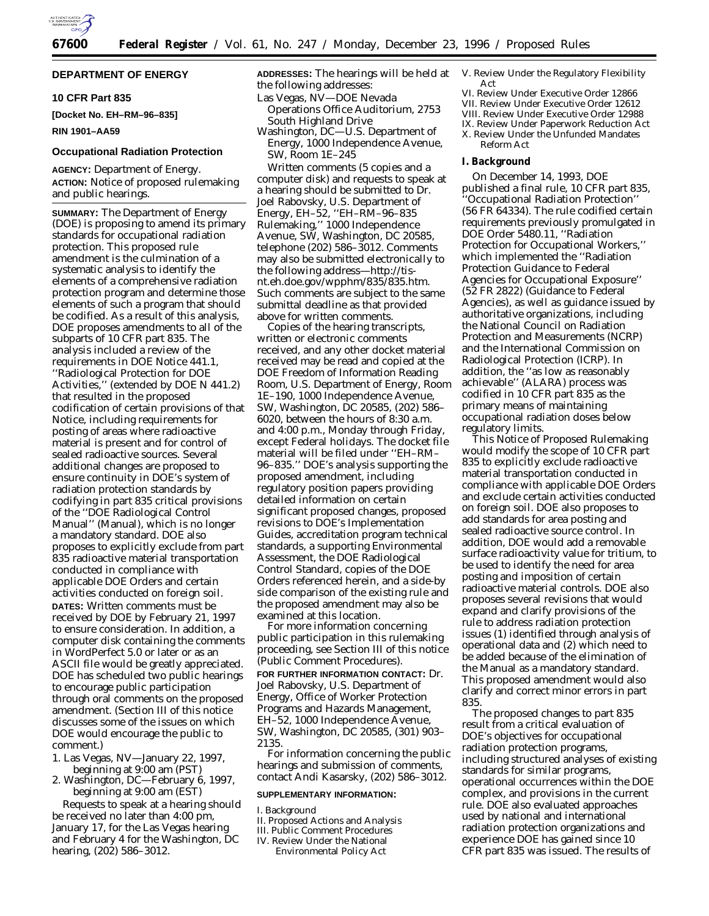## DEPARTMENT OF ENERGY

### 10 CFR Part 835

**[Docket No. EH–RM–96–835]**

**RIN 1901–AA59**

### Occupational Radiation Protection

**AGENCY:** Department of Energy.

**ACTION:** Notice of proposed rulemaking and public hearings.

---

**SUMMARY:** The Department of Energy (DOE) is proposing to amend its primary standards for occupational radiation protection. This proposed rule amendment is the culmination of a systematic analysis to identify the elements of a comprehensive radiation protection program and determine those elements of such a program that should be codified. As a result of this analysis, DOE proposes amendments to all of the subparts of 10 CFR part 835. The analysis included a review of the requirements in DOE Notice 441.1, ''Radiological Protection for DOE Activities,'' (extended by DOE N 441.2) that resulted in the proposed codification of certain provisions of that Notice, including requirements for posting of areas where radioactive material is present and for control of sealed radioactive sources. Several additional changes are proposed to ensure continuity in DOE's system of radiation protection standards by codifying in part 835 critical provisions of the ''DOE Radiological Control Manual'' (Manual), which is no longer a mandatory standard. DOE also proposes to explicitly exclude from part 835 radioactive material transportation conducted in compliance with applicable DOE Orders and certain activities conducted on foreign soil.

**DATES:** Written comments must be received by DOE by February 21, 1997 to ensure consideration. In addition, a computer disk containing the comments in WordPerfect 5.0 or later or as an ASCII file would be greatly appreciated. DOE has scheduled two public hearings to encourage public participation through oral comments on the proposed amendment. (Section III of this notice discusses some of the issues on which DOE would encourage the public to comment.)

1. Las Vegas, NV—January 22, 1997, beginning at 9:00 am (PST)
2. Washington, DC—February 6, 1997, beginning at 9:00 am (EST)

Requests to speak at a hearing should be received no later than 4:00 pm, January 17, for the Las Vegas hearing and February 4 for the Washington, DC hearing, (202) 586–3012.

**ADDRESSES:** The hearings will be held at the following addresses:

Las Vegas, NV—DOE Nevada Operations Office Auditorium, 2753 South Highland Drive

Washington, DC—U.S. Department of Energy, 1000 Independence Avenue, SW, Room 1E–245

Written comments (5 copies and a computer disk) and requests to speak at a hearing should be submitted to Dr. Joel Rabovsky, U.S. Department of Energy, EH–52, ''EH–RM–96–835 Rulemaking,'' 1000 Independence Avenue, SW, Washington, DC 20585, telephone (202) 586–3012. Comments may also be submitted electronically to the following address—http://tis-nt.eh.doe.gov/wpphm/835/835.htm. Such comments are subject to the same submittal deadline as that provided above for written comments.

Copies of the hearing transcripts, written or electronic comments received, and any other docket material received may be read and copied at the DOE Freedom of Information Reading Room, U.S. Department of Energy, Room 1E–190, 1000 Independence Avenue, SW, Washington, DC 20585, (202) 586–6020, between the hours of 8:30 a.m. and 4:00 p.m., Monday through Friday, except Federal holidays. The docket file material will be filed under ''EH–RM–96–835.'' DOE's analysis supporting the proposed amendment, including regulatory position papers providing detailed information on certain significant proposed changes, proposed revisions to DOE's Implementation Guides, accreditation program technical standards, a supporting Environmental Assessment, the DOE Radiological Control Standard, copies of the DOE Orders referenced herein, and a side-by side comparison of the existing rule and the proposed amendment may also be examined at this location.

For more information concerning public participation in this rulemaking proceeding, see Section III of this notice (Public Comment Procedures).

**FOR FURTHER INFORMATION CONTACT:** Dr. Joel Rabovsky, U.S. Department of Energy, Office of Worker Protection Programs and Hazards Management, EH–52, 1000 Independence Avenue, SW, Washington, DC 20585, (301) 903–2135.

For information concerning the public hearings and submission of comments, contact Andi Kasarsky, (202) 586–3012.

**SUPPLEMENTARY INFORMATION:**

I. Background
II. Proposed Actions and Analysis
III. Public Comment Procedures
IV. Review Under the National Environmental Policy Act
V. Review Under the Regulatory Flexibility Act
VI. Review Under Executive Order 12866
VII. Review Under Executive Order 12612
VIII. Review Under Executive Order 12988
IX. Review Under Paperwork Reduction Act
X. Review Under the Unfunded Mandates Reform Act

### I. Background

On December 14, 1993, DOE published a final rule, 10 CFR part 835, ''Occupational Radiation Protection'' (56 FR 64334). The rule codified certain requirements previously promulgated in DOE Order 5480.11, ''Radiation Protection for Occupational Workers,'' which implemented the ''Radiation Protection Guidance to Federal Agencies for Occupational Exposure'' (52 FR 2822) (Guidance to Federal Agencies), as well as guidance issued by authoritative organizations, including the National Council on Radiation Protection and Measurements (NCRP) and the International Commission on Radiological Protection (ICRP). In addition, the ''as low as reasonably achievable'' (ALARA) process was codified in 10 CFR part 835 as the primary means of maintaining occupational radiation doses below regulatory limits.

This Notice of Proposed Rulemaking would modify the scope of 10 CFR part 835 to explicitly exclude radioactive material transportation conducted in compliance with applicable DOE Orders and exclude certain activities conducted on foreign soil. DOE also proposes to add standards for area posting and sealed radioactive source control. In addition, DOE would add a removable surface radioactivity value for tritium, to be used to identify the need for area posting and imposition of certain radioactive material controls. DOE also proposes several revisions that would expand and clarify provisions of the rule to address radiation protection issues (1) identified through analysis of operational data and (2) which need to be added because of the elimination of the Manual as a mandatory standard. This proposed amendment would also clarify and correct minor errors in part 835.

The proposed changes to part 835 result from a critical evaluation of DOE's objectives for occupational radiation protection programs, including structured analyses of existing standards for similar programs, operational occurrences within the DOE complex, and provisions in the current rule. DOE also evaluated approaches used by national and international radiation protection organizations and experience DOE has gained since 10 CFR part 835 was issued. The results of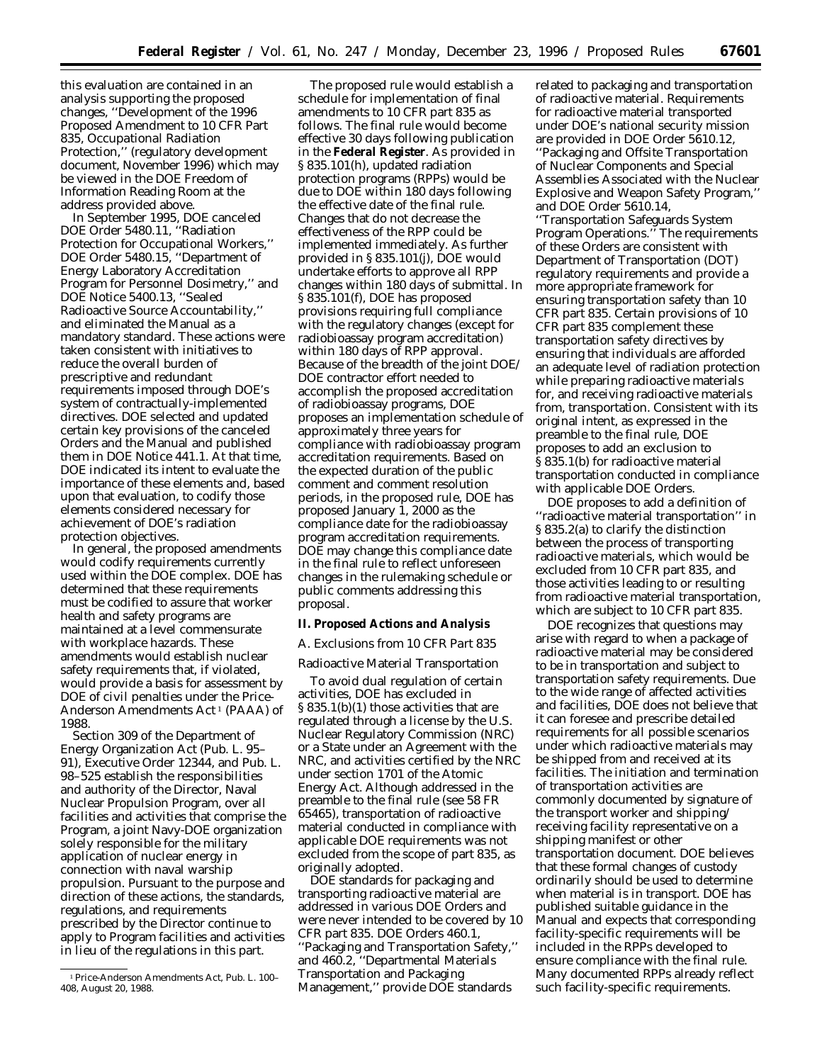this evaluation are contained in an analysis supporting the proposed changes, ''Development of the 1996 Proposed Amendment to 10 CFR Part 835, Occupational Radiation Protection,'' (regulatory development document, November 1996) which may be viewed in the DOE Freedom of Information Reading Room at the address provided above.

In September 1995, DOE canceled DOE Order 5480.11, ''Radiation Protection for Occupational Workers,'' DOE Order 5480.15, ''Department of Energy Laboratory Accreditation Program for Personnel Dosimetry,'' and DOE Notice 5400.13, ''Sealed Radioactive Source Accountability,'' and eliminated the Manual as a mandatory standard. These actions were taken consistent with initiatives to reduce the overall burden of prescriptive and redundant requirements imposed through DOE's system of contractually-implemented directives. DOE selected and updated certain key provisions of the canceled Orders and the Manual and published them in DOE Notice 441.1. At that time, DOE indicated its intent to evaluate the importance of these elements and, based upon that evaluation, to codify those elements considered necessary for achievement of DOE's radiation protection objectives.

In general, the proposed amendments would codify requirements currently used within the DOE complex. DOE has determined that these requirements must be codified to assure that worker health and safety programs are maintained at a level commensurate with workplace hazards. These amendments would establish nuclear safety requirements that, if violated, would provide a basis for assessment by DOE of civil penalties under the Price-Anderson Amendments Act [1] (PAAA) of 1988.

Section 309 of the Department of Energy Organization Act (Pub. L. 95–91), Executive Order 12344, and Pub. L. 98–525 establish the responsibilities and authority of the Director, Naval Nuclear Propulsion Program, over all facilities and activities that comprise the Program, a joint Navy-DOE organization solely responsible for the military application of nuclear energy in connection with naval warship propulsion. Pursuant to the purpose and direction of these actions, the standards, regulations, and requirements prescribed by the Director continue to apply to Program facilities and activities in lieu of the regulations in this part.

The proposed rule would establish a schedule for implementation of final amendments to 10 CFR part 835 as follows. The final rule would become effective 30 days following publication in the **Federal Register**. As provided in § 835.101(h), updated radiation protection programs (RPPs) would be due to DOE within 180 days following the effective date of the final rule. Changes that do not decrease the effectiveness of the RPP could be implemented immediately. As further provided in § 835.101(j), DOE would undertake efforts to approve all RPP changes within 180 days of submittal. In § 835.101(f), DOE has proposed provisions requiring full compliance with the regulatory changes (except for radiobioassay program accreditation) within 180 days of RPP approval. Because of the breadth of the joint DOE/DOE contractor effort needed to accomplish the proposed accreditation of radiobioassay programs, DOE proposes an implementation schedule of approximately three years for compliance with radiobioassay program accreditation requirements. Based on the expected duration of the public comment and comment resolution periods, in the proposed rule, DOE has proposed January 1, 2000 as the compliance date for the radiobioassay program accreditation requirements. DOE may change this compliance date in the final rule to reflect unforeseen changes in the rulemaking schedule or public comments addressing this proposal.

## II. Proposed Actions and Analysis

### A. Exclusions from 10 CFR Part 835

*Radioactive Material Transportation*

To avoid dual regulation of certain activities, DOE has excluded in § 835.1(b)(1) those activities that are regulated through a license by the U.S. Nuclear Regulatory Commission (NRC) or a State under an Agreement with the NRC, and activities certified by the NRC under section 1701 of the Atomic Energy Act. Although addressed in the preamble to the final rule (see 58 FR 65465), transportation of radioactive material conducted in compliance with applicable DOE requirements was not excluded from the scope of part 835, as originally adopted.

DOE standards for packaging and transporting radioactive material are addressed in various DOE Orders and were never intended to be covered by 10 CFR part 835. DOE Orders 460.1, ''Packaging and Transportation Safety,'' and 460.2, ''Departmental Materials Transportation and Packaging Management,'' provide DOE standards related to packaging and transportation of radioactive material. Requirements for radioactive material transported under DOE's national security mission are provided in DOE Order 5610.12, ''Packaging and Offsite Transportation of Nuclear Components and Special Assemblies Associated with the Nuclear Explosive and Weapon Safety Program,'' and DOE Order 5610.14, ''Transportation Safeguards System Program Operations.'' The requirements of these Orders are consistent with Department of Transportation (DOT) regulatory requirements and provide a more appropriate framework for ensuring transportation safety than 10 CFR part 835. Certain provisions of 10 CFR part 835 complement these transportation safety directives by ensuring that individuals are afforded an adequate level of radiation protection while preparing radioactive materials for, and receiving radioactive materials from, transportation. Consistent with its original intent, as expressed in the preamble to the final rule, DOE proposes to add an exclusion to § 835.1(b) for radioactive material transportation conducted in compliance with applicable DOE Orders.

DOE proposes to add a definition of ''radioactive material transportation'' in § 835.2(a) to clarify the distinction between the process of transporting radioactive materials, which would be excluded from 10 CFR part 835, and those activities leading to or resulting from radioactive material transportation, which are subject to 10 CFR part 835.

DOE recognizes that questions may arise with regard to when a package of radioactive material may be considered to be in transportation and subject to transportation safety requirements. Due to the wide range of affected activities and facilities, DOE does not believe that it can foresee and prescribe detailed requirements for all possible scenarios under which radioactive materials may be shipped from and received at its facilities. The initiation and termination of transportation activities are commonly documented by signature of the transport worker and shipping/receiving facility representative on a shipping manifest or other transportation document. DOE believes that these formal changes of custody ordinarily should be used to determine when material is in transport. DOE has published suitable guidance in the Manual and expects that corresponding facility-specific requirements will be included in the RPPs developed to ensure compliance with the final rule. Many documented RPPs already reflect such facility-specific requirements.

[1] Price-Anderson Amendments Act, Pub. L. 100–408, August 20, 1988.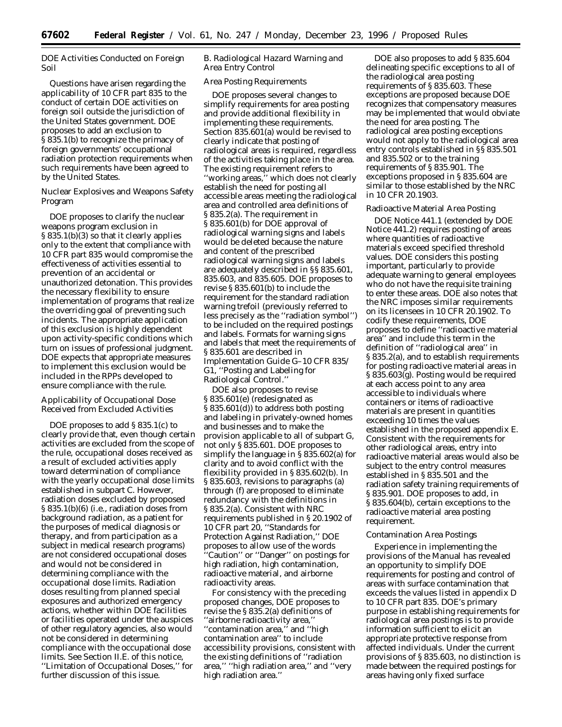### DOE Activities Conducted on Foreign Soil

Questions have arisen regarding the applicability of 10 CFR part 835 to the conduct of certain DOE activities on foreign soil outside the jurisdiction of the United States government. DOE proposes to add an exclusion to § 835.1(b) to recognize the primacy of foreign governments' occupational radiation protection requirements when such requirements have been agreed to by the United States.

### Nuclear Explosives and Weapons Safety Program

DOE proposes to clarify the nuclear weapons program exclusion in § 835.1(b)(3) so that it clearly applies only to the extent that compliance with 10 CFR part 835 would compromise the effectiveness of activities essential to prevention of an accidental or unauthorized detonation. This provides the necessary flexibility to ensure implementation of programs that realize the overriding goal of preventing such incidents. The appropriate application of this exclusion is highly dependent upon activity-specific conditions which turn on issues of professional judgment. DOE expects that appropriate measures to implement this exclusion would be included in the RPPs developed to ensure compliance with the rule.

### Applicability of Occupational Dose Received from Excluded Activities

DOE proposes to add § 835.1(c) to clearly provide that, even though certain activities are excluded from the scope of the rule, occupational doses received as a result of excluded activities apply toward determination of compliance with the yearly occupational dose limits established in subpart C. However, radiation doses excluded by proposed § 835.1(b)(6) (i.e., radiation doses from background radiation, as a patient for the purposes of medical diagnosis or therapy, and from participation as a subject in medical research programs) are not considered occupational doses and would not be considered in determining compliance with the occupational dose limits. Radiation doses resulting from planned special exposures and authorized emergency actions, whether within DOE facilities or facilities operated under the auspices of other regulatory agencies, also would not be considered in determining compliance with the occupational dose limits. See Section II.E. of this notice, ''Limitation of Occupational Doses,'' for further discussion of this issue.

## B. Radiological Hazard Warning and Area Entry Control

### Area Posting Requirements

DOE proposes several changes to simplify requirements for area posting and provide additional flexibility in implementing these requirements. Section 835.601(a) would be revised to clearly indicate that posting of radiological areas is required, regardless of the activities taking place in the area. The existing requirement refers to ''working areas,'' which does not clearly establish the need for posting all accessible areas meeting the radiological area and controlled area definitions of § 835.2(a). The requirement in § 835.601(b) for DOE approval of radiological warning signs and labels would be deleted because the nature and content of the prescribed radiological warning signs and labels are adequately described in §§ 835.601, 835.603, and 835.605. DOE proposes to revise § 835.601(b) to include the requirement for the standard radiation warning trefoil (previously referred to less precisely as the ''radiation symbol'') to be included on the required postings and labels. Formats for warning signs and labels that meet the requirements of § 835.601 are described in Implementation Guide G–10 CFR 835/G1, ''Posting and Labeling for Radiological Control.''

DOE also proposes to revise § 835.601(e) (redesignated as § 835.601(d)) to address both posting and labeling in privately-owned homes and businesses and to make the provision applicable to all of subpart G, not only § 835.601. DOE proposes to simplify the language in § 835.602(a) for clarity and to avoid conflict with the flexibility provided in § 835.602(b). In § 835.603, revisions to paragraphs (a) through (f) are proposed to eliminate redundancy with the definitions in § 835.2(a). Consistent with NRC requirements published in § 20.1902 of 10 CFR part 20, ''Standards for Protection Against Radiation,'' DOE proposes to allow use of the words ''Caution'' or ''Danger'' on postings for high radiation, high contamination, radioactive material, and airborne radioactivity areas.

For consistency with the preceding proposed changes, DOE proposes to revise the § 835.2(a) definitions of ''airborne radioactivity area,'' ''contamination area,'' and ''high contamination area'' to include accessibility provisions, consistent with the existing definitions of ''radiation area,'' ''high radiation area,'' and ''very high radiation area.''

DOE also proposes to add § 835.604 delineating specific exceptions to all of the radiological area posting requirements of § 835.603. These exceptions are proposed because DOE recognizes that compensatory measures may be implemented that would obviate the need for area posting. The radiological area posting exceptions would not apply to the radiological area entry controls established in §§ 835.501 and 835.502 or to the training requirements of § 835.901. The exceptions proposed in § 835.604 are similar to those established by the NRC in 10 CFR 20.1903.

### Radioactive Material Area Posting

DOE Notice 441.1 (extended by DOE Notice 441.2) requires posting of areas where quantities of radioactive materials exceed specified threshold values. DOE considers this posting important, particularly to provide adequate warning to general employees who do not have the requisite training to enter these areas. DOE also notes that the NRC imposes similar requirements on its licensees in 10 CFR 20.1902. To codify these requirements, DOE proposes to define ''radioactive material area'' and include this term in the definition of ''radiological area'' in § 835.2(a), and to establish requirements for posting radioactive material areas in § 835.603(g). Posting would be required at each access point to any area accessible to individuals where containers or items of radioactive materials are present in quantities exceeding 10 times the values established in the proposed appendix E. Consistent with the requirements for other radiological areas, entry into radioactive material areas would also be subject to the entry control measures established in § 835.501 and the radiation safety training requirements of § 835.901. DOE proposes to add, in § 835.604(b), certain exceptions to the radioactive material area posting requirement.

### Contamination Area Postings

Experience in implementing the provisions of the Manual has revealed an opportunity to simplify DOE requirements for posting and control of areas with surface contamination that exceeds the values listed in appendix D to 10 CFR part 835. DOE's primary purpose in establishing requirements for radiological area postings is to provide information sufficient to elicit an appropriate protective response from affected individuals. Under the current provisions of § 835.603, no distinction is made between the required postings for areas having only fixed surface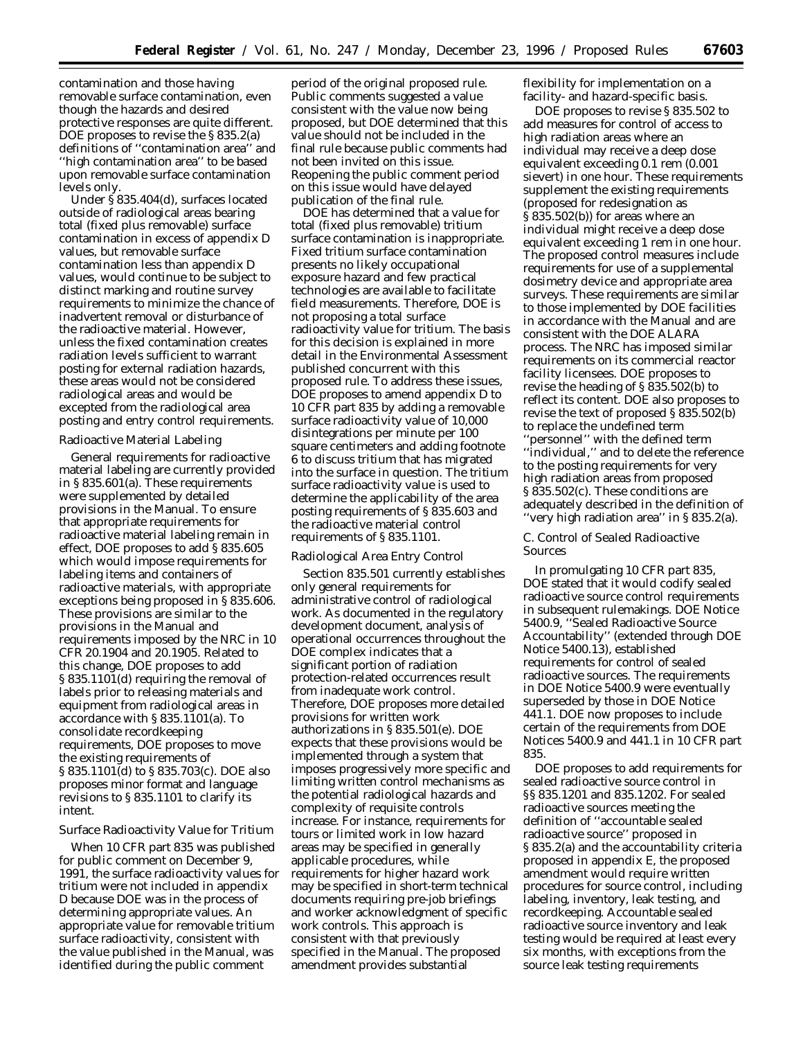contamination and those having removable surface contamination, even though the hazards and desired protective responses are quite different. DOE proposes to revise the § 835.2(a) definitions of ''contamination area'' and ''high contamination area'' to be based upon removable surface contamination levels only.

Under § 835.404(d), surfaces located outside of radiological areas bearing total (fixed plus removable) surface contamination in excess of appendix D values, but removable surface contamination less than appendix D values, would continue to be subject to distinct marking and routine survey requirements to minimize the chance of inadvertent removal or disturbance of the radioactive material. However, unless the fixed contamination creates radiation levels sufficient to warrant posting for external radiation hazards, these areas would not be considered radiological areas and would be excepted from the radiological area posting and entry control requirements.

*Radioactive Material Labeling*

General requirements for radioactive material labeling are currently provided in § 835.601(a). These requirements were supplemented by detailed provisions in the Manual. To ensure that appropriate requirements for radioactive material labeling remain in effect, DOE proposes to add § 835.605 which would impose requirements for labeling items and containers of radioactive materials, with appropriate exceptions being proposed in § 835.606. These provisions are similar to the provisions in the Manual and requirements imposed by the NRC in 10 CFR 20.1904 and 20.1905. Related to this change, DOE proposes to add § 835.1101(d) requiring the removal of labels prior to releasing materials and equipment from radiological areas in accordance with § 835.1101(a). To consolidate recordkeeping requirements, DOE proposes to move the existing requirements of § 835.1101(d) to § 835.703(c). DOE also proposes minor format and language revisions to § 835.1101 to clarify its intent.

*Surface Radioactivity Value for Tritium*

When 10 CFR part 835 was published for public comment on December 9, 1991, the surface radioactivity values for tritium were not included in appendix D because DOE was in the process of determining appropriate values. An appropriate value for removable tritium surface radioactivity, consistent with the value published in the Manual, was identified during the public comment period of the original proposed rule. Public comments suggested a value consistent with the value now being proposed, but DOE determined that this value should not be included in the final rule because public comments had not been invited on this issue. Reopening the public comment period on this issue would have delayed publication of the final rule.

DOE has determined that a value for total (fixed plus removable) tritium surface contamination is inappropriate. Fixed tritium surface contamination presents no likely occupational exposure hazard and few practical technologies are available to facilitate field measurements. Therefore, DOE is not proposing a total surface radioactivity value for tritium. The basis for this decision is explained in more detail in the Environmental Assessment published concurrent with this proposed rule. To address these issues, DOE proposes to amend appendix D to 10 CFR part 835 by adding a removable surface radioactivity value of 10,000 disintegrations per minute per 100 square centimeters and adding footnote 6 to discuss tritium that has migrated into the surface in question. The tritium surface radioactivity value is used to determine the applicability of the area posting requirements of § 835.603 and the radioactive material control requirements of § 835.1101.

*Radiological Area Entry Control*

Section 835.501 currently establishes only general requirements for administrative control of radiological work. As documented in the regulatory development document, analysis of operational occurrences throughout the DOE complex indicates that a significant portion of radiation protection-related occurrences result from inadequate work control. Therefore, DOE proposes more detailed provisions for written work authorizations in § 835.501(e). DOE expects that these provisions would be implemented through a system that imposes progressively more specific and limiting written control mechanisms as the potential radiological hazards and complexity of requisite controls increase. For instance, requirements for tours or limited work in low hazard areas may be specified in generally applicable procedures, while requirements for higher hazard work may be specified in short-term technical documents requiring pre-job briefings and worker acknowledgment of specific work controls. This approach is consistent with that previously specified in the Manual. The proposed amendment provides substantial flexibility for implementation on a facility- and hazard-specific basis.

DOE proposes to revise § 835.502 to add measures for control of access to high radiation areas where an individual may receive a deep dose equivalent exceeding 0.1 rem (0.001 sievert) in one hour. These requirements supplement the existing requirements (proposed for redesignation as § 835.502(b)) for areas where an individual might receive a deep dose equivalent exceeding 1 rem in one hour. The proposed control measures include requirements for use of a supplemental dosimetry device and appropriate area surveys. These requirements are similar to those implemented by DOE facilities in accordance with the Manual and are consistent with the DOE ALARA process. The NRC has imposed similar requirements on its commercial reactor facility licensees. DOE proposes to revise the heading of § 835.502(b) to reflect its content. DOE also proposes to revise the text of proposed § 835.502(b) to replace the undefined term ''personnel'' with the defined term ''individual,'' and to delete the reference to the posting requirements for very high radiation areas from proposed § 835.502(c). These conditions are adequately described in the definition of ''very high radiation area'' in § 835.2(a).

### C. Control of Sealed Radioactive Sources

In promulgating 10 CFR part 835, DOE stated that it would codify sealed radioactive source control requirements in subsequent rulemakings. DOE Notice 5400.9, ''Sealed Radioactive Source Accountability'' (extended through DOE Notice 5400.13), established requirements for control of sealed radioactive sources. The requirements in DOE Notice 5400.9 were eventually superseded by those in DOE Notice 441.1. DOE now proposes to include certain of the requirements from DOE Notices 5400.9 and 441.1 in 10 CFR part 835.

DOE proposes to add requirements for sealed radioactive source control in §§ 835.1201 and 835.1202. For sealed radioactive sources meeting the definition of ''accountable sealed radioactive source'' proposed in § 835.2(a) and the accountability criteria proposed in appendix E, the proposed amendment would require written procedures for source control, including labeling, inventory, leak testing, and recordkeeping. Accountable sealed radioactive source inventory and leak testing would be required at least every six months, with exceptions from the source leak testing requirements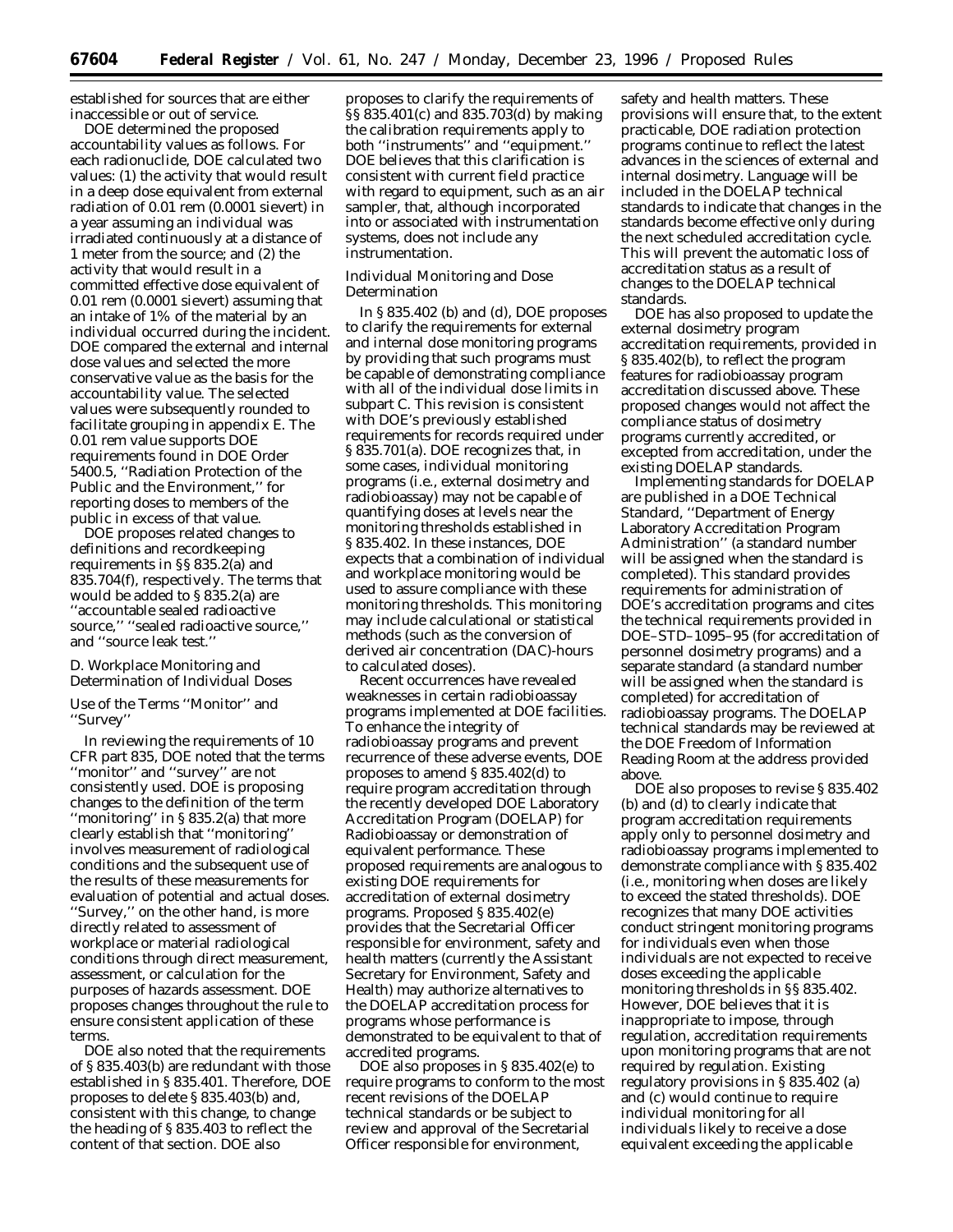established for sources that are either inaccessible or out of service.

DOE determined the proposed accountability values as follows. For each radionuclide, DOE calculated two values: (1) the activity that would result in a deep dose equivalent from external radiation of 0.01 rem (0.0001 sievert) in a year assuming an individual was irradiated continuously at a distance of 1 meter from the source; and (2) the activity that would result in a committed effective dose equivalent of 0.01 rem (0.0001 sievert) assuming that an intake of 1% of the material by an individual occurred during the incident. DOE compared the external and internal dose values and selected the more conservative value as the basis for the accountability value. The selected values were subsequently rounded to facilitate grouping in appendix E. The 0.01 rem value supports DOE requirements found in DOE Order 5400.5, ''Radiation Protection of the Public and the Environment,'' for reporting doses to members of the public in excess of that value.

DOE proposes related changes to definitions and recordkeeping requirements in §§ 835.2(a) and 835.704(f), respectively. The terms that would be added to § 835.2(a) are ''accountable sealed radioactive source,'' ''sealed radioactive source,'' and ''source leak test.''

## D. Workplace Monitoring and Determination of Individual Doses

### Use of the Terms ''Monitor'' and ''Survey''

In reviewing the requirements of 10 CFR part 835, DOE noted that the terms ''monitor'' and ''survey'' are not consistently used. DOE is proposing changes to the definition of the term ''monitoring'' in § 835.2(a) that more clearly establish that ''monitoring'' involves measurement of radiological conditions and the subsequent use of the results of these measurements for evaluation of potential and actual doses. ''Survey,'' on the other hand, is more directly related to assessment of workplace or material radiological conditions through direct measurement, assessment, or calculation for the purposes of hazards assessment. DOE proposes changes throughout the rule to ensure consistent application of these terms.

DOE also noted that the requirements of § 835.403(b) are redundant with those established in § 835.401. Therefore, DOE proposes to delete § 835.403(b) and, consistent with this change, to change the heading of § 835.403 to reflect the content of that section. DOE also proposes to clarify the requirements of §§ 835.401(c) and 835.703(d) by making the calibration requirements apply to both ''instruments'' and ''equipment.'' DOE believes that this clarification is consistent with current field practice with regard to equipment, such as an air sampler, that, although incorporated into or associated with instrumentation systems, does not include any instrumentation.

### Individual Monitoring and Dose Determination

In § 835.402 (b) and (d), DOE proposes to clarify the requirements for external and internal dose monitoring programs by providing that such programs must be capable of demonstrating compliance with all of the individual dose limits in subpart C. This revision is consistent with DOE's previously established requirements for records required under § 835.701(a). DOE recognizes that, in some cases, individual monitoring programs (i.e., external dosimetry and radiobioassay) may not be capable of quantifying doses at levels near the monitoring thresholds established in § 835.402. In these instances, DOE expects that a combination of individual and workplace monitoring would be used to assure compliance with these monitoring thresholds. This monitoring may include calculational or statistical methods (such as the conversion of derived air concentration (DAC)-hours to calculated doses).

Recent occurrences have revealed weaknesses in certain radiobioassay programs implemented at DOE facilities. To enhance the integrity of radiobioassay programs and prevent recurrence of these adverse events, DOE proposes to amend § 835.402(d) to require program accreditation through the recently developed DOE Laboratory Accreditation Program (DOELAP) for Radiobioassay or demonstration of equivalent performance. These proposed requirements are analogous to existing DOE requirements for accreditation of external dosimetry programs. Proposed § 835.402(e) provides that the Secretarial Officer responsible for environment, safety and health matters (currently the Assistant Secretary for Environment, Safety and Health) may authorize alternatives to the DOELAP accreditation process for programs whose performance is demonstrated to be equivalent to that of accredited programs.

DOE also proposes in § 835.402(e) to require programs to conform to the most recent revisions of the DOELAP technical standards or be subject to review and approval of the Secretarial Officer responsible for environment, safety and health matters. These provisions will ensure that, to the extent practicable, DOE radiation protection programs continue to reflect the latest advances in the sciences of external and internal dosimetry. Language will be included in the DOELAP technical standards to indicate that changes in the standards become effective only during the next scheduled accreditation cycle. This will prevent the automatic loss of accreditation status as a result of changes to the DOELAP technical standards.

DOE has also proposed to update the external dosimetry program accreditation requirements, provided in § 835.402(b), to reflect the program features for radiobioassay program accreditation discussed above. These proposed changes would not affect the compliance status of dosimetry programs currently accredited, or excepted from accreditation, under the existing DOELAP standards.

Implementing standards for DOELAP are published in a DOE Technical Standard, ''Department of Energy Laboratory Accreditation Program Administration'' (a standard number will be assigned when the standard is completed). This standard provides requirements for administration of DOE's accreditation programs and cites the technical requirements provided in DOE–STD–1095–95 (for accreditation of personnel dosimetry programs) and a separate standard (a standard number will be assigned when the standard is completed) for accreditation of radiobioassay programs. The DOELAP technical standards may be reviewed at the DOE Freedom of Information Reading Room at the address provided above.

DOE also proposes to revise § 835.402 (b) and (d) to clearly indicate that program accreditation requirements apply only to personnel dosimetry and radiobioassay programs implemented to demonstrate compliance with § 835.402 (i.e., monitoring when doses are likely to exceed the stated thresholds). DOE recognizes that many DOE activities conduct stringent monitoring programs for individuals even when those individuals are not expected to receive doses exceeding the applicable monitoring thresholds in §§ 835.402. However, DOE believes that it is inappropriate to impose, through regulation, accreditation requirements upon monitoring programs that are not required by regulation. Existing regulatory provisions in § 835.402 (a) and (c) would continue to require individual monitoring for all individuals likely to receive a dose equivalent exceeding the applicable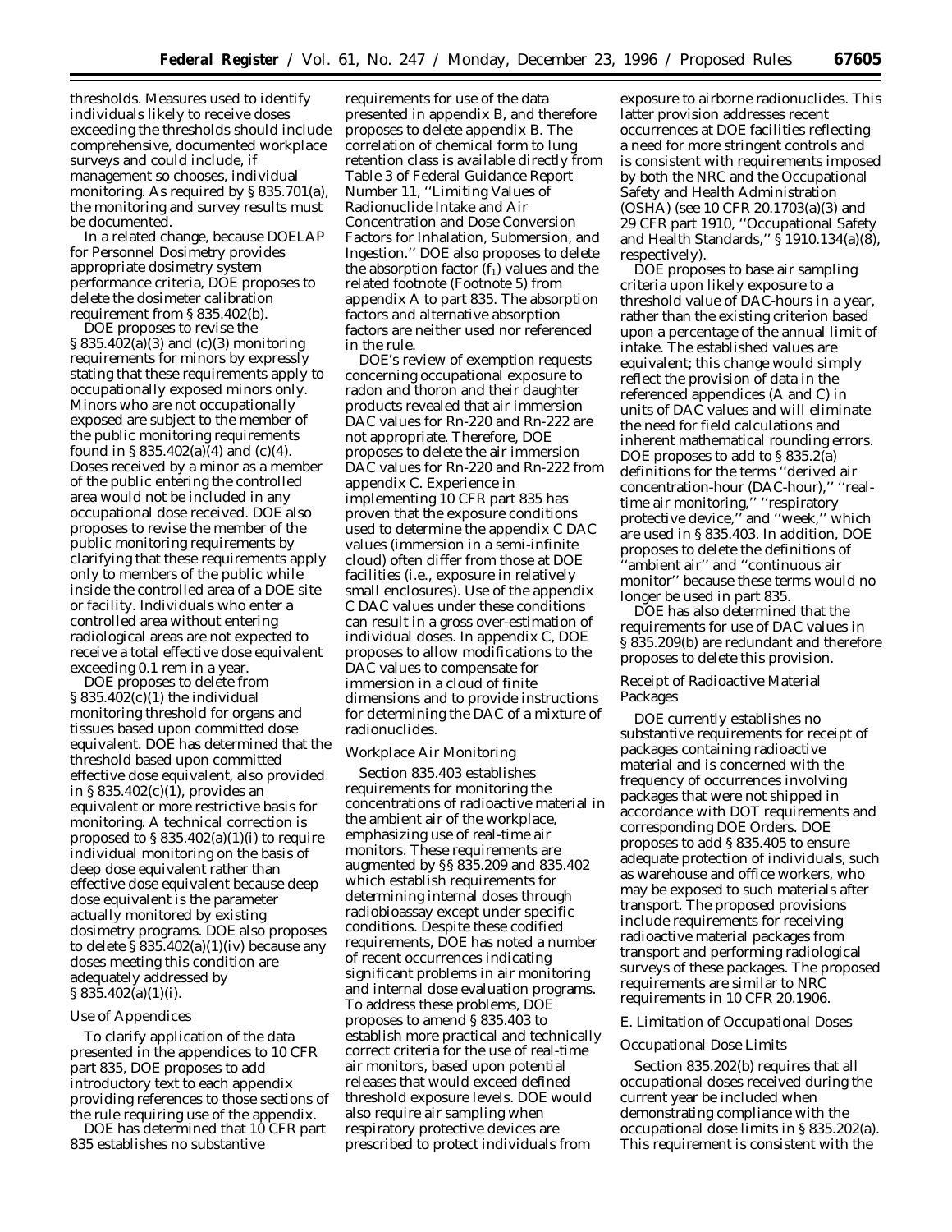thresholds. Measures used to identify individuals likely to receive doses exceeding the thresholds should include comprehensive, documented workplace surveys and could include, if management so chooses, individual monitoring. As required by § 835.701(a), the monitoring and survey results must be documented.

In a related change, because DOELAP for Personnel Dosimetry provides appropriate dosimetry system performance criteria, DOE proposes to delete the dosimeter calibration requirement from § 835.402(b).

DOE proposes to revise the § 835.402(a)(3) and (c)(3) monitoring requirements for minors by expressly stating that these requirements apply to occupationally exposed minors only. Minors who are not occupationally exposed are subject to the member of the public monitoring requirements found in § 835.402(a)(4) and (c)(4). Doses received by a minor as a member of the public entering the controlled area would not be included in any occupational dose received. DOE also proposes to revise the member of the public monitoring requirements by clarifying that these requirements apply only to members of the public while inside the controlled area of a DOE site or facility. Individuals who enter a controlled area without entering radiological areas are not expected to receive a total effective dose equivalent exceeding 0.1 rem in a year.

DOE proposes to delete from § 835.402(c)(1) the individual monitoring threshold for organs and tissues based upon committed dose equivalent. DOE has determined that the threshold based upon committed effective dose equivalent, also provided in § 835.402(c)(1), provides an equivalent or more restrictive basis for monitoring. A technical correction is proposed to § 835.402(a)(1)(i) to require individual monitoring on the basis of deep dose equivalent rather than effective dose equivalent because deep dose equivalent is the parameter actually monitored by existing dosimetry programs. DOE also proposes to delete § 835.402(a)(1)(iv) because any doses meeting this condition are adequately addressed by § 835.402(a)(1)(i).

### Use of Appendices

To clarify application of the data presented in the appendices to 10 CFR part 835, DOE proposes to add introductory text to each appendix providing references to those sections of the rule requiring use of the appendix.

DOE has determined that 10 CFR part 835 establishes no substantive requirements for use of the data presented in appendix B, and therefore proposes to delete appendix B. The correlation of chemical form to lung retention class is available directly from Table 3 of Federal Guidance Report Number 11, "Limiting Values of Radionuclide Intake and Air Concentration and Dose Conversion Factors for Inhalation, Submersion, and Ingestion." DOE also proposes to delete the absorption factor ($f_1$) values and the related footnote (Footnote 5) from appendix A to part 835. The absorption factors and alternative absorption factors are neither used nor referenced in the rule.

DOE's review of exemption requests concerning occupational exposure to radon and thoron and their daughter products revealed that air immersion DAC values for Rn-220 and Rn-222 are not appropriate. Therefore, DOE proposes to delete the air immersion DAC values for Rn-220 and Rn-222 from appendix C. Experience in implementing 10 CFR part 835 has proven that the exposure conditions used to determine the appendix C DAC values (immersion in a semi-infinite cloud) often differ from those at DOE facilities (i.e., exposure in relatively small enclosures). Use of the appendix C DAC values under these conditions can result in a gross over-estimation of individual doses. In appendix C, DOE proposes to allow modifications to the DAC values to compensate for immersion in a cloud of finite dimensions and to provide instructions for determining the DAC of a mixture of radionuclides.

### Workplace Air Monitoring

Section 835.403 establishes requirements for monitoring the concentrations of radioactive material in the ambient air of the workplace, emphasizing use of real-time air monitors. These requirements are augmented by §§ 835.209 and 835.402 which establish requirements for determining internal doses through radiobioassay except under specific conditions. Despite these codified requirements, DOE has noted a number of recent occurrences indicating significant problems in air monitoring and internal dose evaluation programs. To address these problems, DOE proposes to amend § 835.403 to establish more practical and technically correct criteria for the use of real-time air monitors, based upon potential releases that would exceed defined threshold exposure levels. DOE would also require air sampling when respiratory protective devices are prescribed to protect individuals from exposure to airborne radionuclides. This latter provision addresses recent occurrences at DOE facilities reflecting a need for more stringent controls and is consistent with requirements imposed by both the NRC and the Occupational Safety and Health Administration (OSHA) (see 10 CFR 20.1703(a)(3) and 29 CFR part 1910, "Occupational Safety and Health Standards," § 1910.134(a)(8), respectively).

DOE proposes to base air sampling criteria upon likely exposure to a threshold value of DAC-hours in a year, rather than the existing criterion based upon a percentage of the annual limit of intake. The established values are equivalent; this change would simply reflect the provision of data in the referenced appendices (A and C) in units of DAC values and will eliminate the need for field calculations and inherent mathematical rounding errors. DOE proposes to add to § 835.2(a) definitions for the terms "derived air concentration-hour (DAC-hour)," "real-time air monitoring," "respiratory protective device," and "week," which are used in § 835.403. In addition, DOE proposes to delete the definitions of "ambient air" and "continuous air monitor" because these terms would no longer be used in part 835.

DOE has also determined that the requirements for use of DAC values in § 835.209(b) are redundant and therefore proposes to delete this provision.

### Receipt of Radioactive Material Packages

DOE currently establishes no substantive requirements for receipt of packages containing radioactive material and is concerned with the frequency of occurrences involving packages that were not shipped in accordance with DOT requirements and corresponding DOE Orders. DOE proposes to add § 835.405 to ensure adequate protection of individuals, such as warehouse and office workers, who may be exposed to such materials after transport. The proposed provisions include requirements for receiving radioactive material packages from transport and performing radiological surveys of these packages. The proposed requirements are similar to NRC requirements in 10 CFR 20.1906.

## E. Limitation of Occupational Doses

### Occupational Dose Limits

Section 835.202(b) requires that all occupational doses received during the current year be included when demonstrating compliance with the occupational dose limits in § 835.202(a). This requirement is consistent with the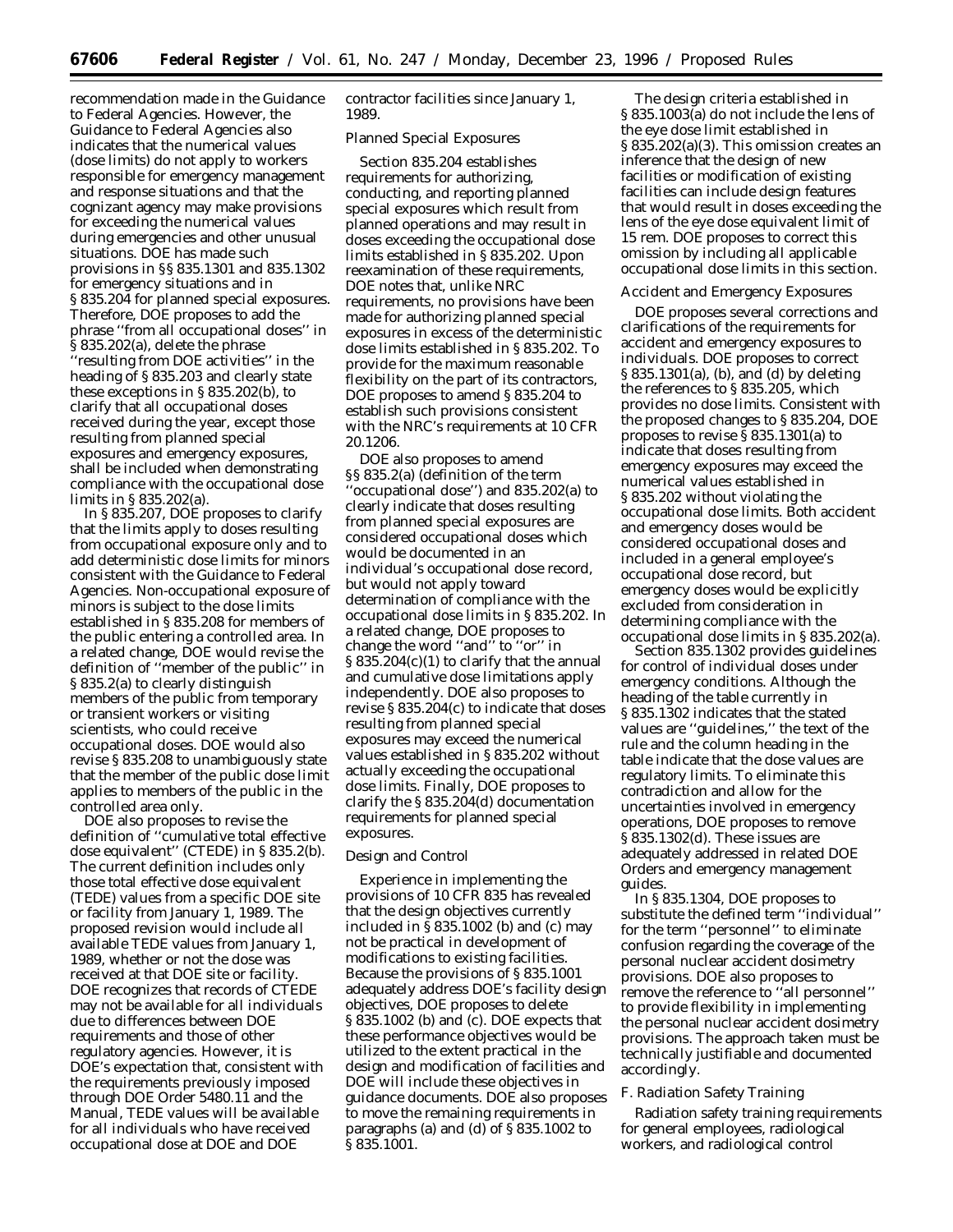recommendation made in the Guidance to Federal Agencies. However, the Guidance to Federal Agencies also indicates that the numerical values (dose limits) do not apply to workers responsible for emergency management and response situations and that the cognizant agency may make provisions for exceeding the numerical values during emergencies and other unusual situations. DOE has made such provisions in §§ 835.1301 and 835.1302 for emergency situations and in § 835.204 for planned special exposures. Therefore, DOE proposes to add the phrase ''from all occupational doses'' in § 835.202(a), delete the phrase ''resulting from DOE activities'' in the heading of § 835.203 and clearly state these exceptions in § 835.202(b), to clarify that all occupational doses received during the year, except those resulting from planned special exposures and emergency exposures, shall be included when demonstrating compliance with the occupational dose limits in § 835.202(a).

In § 835.207, DOE proposes to clarify that the limits apply to doses resulting from occupational exposure only and to add deterministic dose limits for minors consistent with the Guidance to Federal Agencies. Non-occupational exposure of minors is subject to the dose limits established in § 835.208 for members of the public entering a controlled area. In a related change, DOE would revise the definition of ''member of the public'' in § 835.2(a) to clearly distinguish members of the public from temporary or transient workers or visiting scientists, who could receive occupational doses. DOE would also revise § 835.208 to unambiguously state that the member of the public dose limit applies to members of the public in the controlled area only.

DOE also proposes to revise the definition of ''cumulative total effective dose equivalent'' (CTEDE) in § 835.2(b). The current definition includes only those total effective dose equivalent (TEDE) values from a specific DOE site or facility from January 1, 1989. The proposed revision would include all available TEDE values from January 1, 1989, whether or not the dose was received at that DOE site or facility. DOE recognizes that records of CTEDE may not be available for all individuals due to differences between DOE requirements and those of other regulatory agencies. However, it is DOE's expectation that, consistent with the requirements previously imposed through DOE Order 5480.11 and the Manual, TEDE values will be available for all individuals who have received occupational dose at DOE and DOE contractor facilities since January 1, 1989.

*Planned Special Exposures*

Section 835.204 establishes requirements for authorizing, conducting, and reporting planned special exposures which result from planned operations and may result in doses exceeding the occupational dose limits established in § 835.202. Upon reexamination of these requirements, DOE notes that, unlike NRC requirements, no provisions have been made for authorizing planned special exposures in excess of the deterministic dose limits established in § 835.202. To provide for the maximum reasonable flexibility on the part of its contractors, DOE proposes to amend § 835.204 to establish such provisions consistent with the NRC's requirements at 10 CFR 20.1206.

DOE also proposes to amend §§ 835.2(a) (definition of the term ''occupational dose'') and 835.202(a) to clearly indicate that doses resulting from planned special exposures are considered occupational doses which would be documented in an individual's occupational dose record, but would not apply toward determination of compliance with the occupational dose limits in § 835.202. In a related change, DOE proposes to change the word ''and'' to ''or'' in § 835.204(c)(1) to clarify that the annual and cumulative dose limitations apply independently. DOE also proposes to revise § 835.204(c) to indicate that doses resulting from planned special exposures may exceed the numerical values established in § 835.202 without actually exceeding the occupational dose limits. Finally, DOE proposes to clarify the § 835.204(d) documentation requirements for planned special exposures.

*Design and Control*

Experience in implementing the provisions of 10 CFR 835 has revealed that the design objectives currently included in § 835.1002 (b) and (c) may not be practical in development of modifications to existing facilities. Because the provisions of § 835.1001 adequately address DOE's facility design objectives, DOE proposes to delete § 835.1002 (b) and (c). DOE expects that these performance objectives would be utilized to the extent practical in the design and modification of facilities and DOE will include these objectives in guidance documents. DOE also proposes to move the remaining requirements in paragraphs (a) and (d) of § 835.1002 to § 835.1001.

The design criteria established in § 835.1003(a) do not include the lens of the eye dose limit established in § 835.202(a)(3). This omission creates an inference that the design of new facilities or modification of existing facilities can include design features that would result in doses exceeding the lens of the eye dose equivalent limit of 15 rem. DOE proposes to correct this omission by including all applicable occupational dose limits in this section.

*Accident and Emergency Exposures*

DOE proposes several corrections and clarifications of the requirements for accident and emergency exposures to individuals. DOE proposes to correct § 835.1301(a), (b), and (d) by deleting the references to § 835.205, which provides no dose limits. Consistent with the proposed changes to § 835.204, DOE proposes to revise § 835.1301(a) to indicate that doses resulting from emergency exposures may exceed the numerical values established in § 835.202 without violating the occupational dose limits. Both accident and emergency doses would be considered occupational doses and included in a general employee's occupational dose record, but emergency doses would be explicitly excluded from consideration in determining compliance with the occupational dose limits in § 835.202(a).

Section 835.1302 provides guidelines for control of individual doses under emergency conditions. Although the heading of the table currently in § 835.1302 indicates that the stated values are ''guidelines,'' the text of the rule and the column heading in the table indicate that the dose values are regulatory limits. To eliminate this contradiction and allow for the uncertainties involved in emergency operations, DOE proposes to remove § 835.1302(d). These issues are adequately addressed in related DOE Orders and emergency management guides.

In § 835.1304, DOE proposes to substitute the defined term ''individual'' for the term ''personnel'' to eliminate confusion regarding the coverage of the personal nuclear accident dosimetry provisions. DOE also proposes to remove the reference to ''all personnel'' to provide flexibility in implementing the personal nuclear accident dosimetry provisions. The approach taken must be technically justifiable and documented accordingly.

*F. Radiation Safety Training*

Radiation safety training requirements for general employees, radiological workers, and radiological control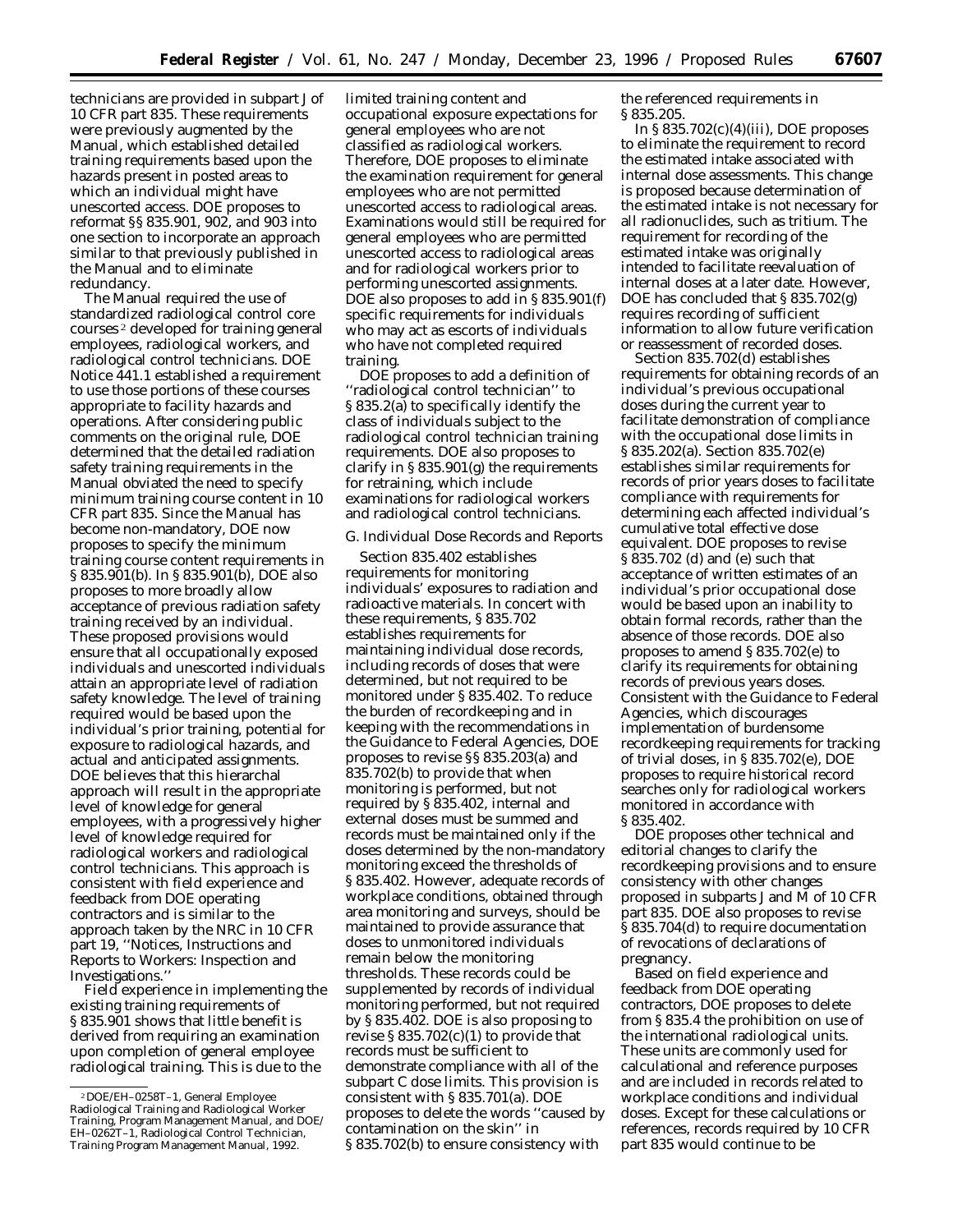technicians are provided in subpart J of 10 CFR part 835. These requirements were previously augmented by the Manual, which established detailed training requirements based upon the hazards present in posted areas to which an individual might have unescorted access. DOE proposes to reformat §§ 835.901, 902, and 903 into one section to incorporate an approach similar to that previously published in the Manual and to eliminate redundancy.

The Manual required the use of standardized radiological control core courses[2] developed for training general employees, radiological workers, and radiological control technicians. DOE Notice 441.1 established a requirement to use those portions of these courses appropriate to facility hazards and operations. After considering public comments on the original rule, DOE determined that the detailed radiation safety training requirements in the Manual obviated the need to specify minimum training course content in 10 CFR part 835. Since the Manual has become non-mandatory, DOE now proposes to specify the minimum training course content requirements in § 835.901(b). In § 835.901(b), DOE also proposes to more broadly allow acceptance of previous radiation safety training received by an individual. These proposed provisions would ensure that all occupationally exposed individuals and unescorted individuals attain an appropriate level of radiation safety knowledge. The level of training required would be based upon the individual's prior training, potential for exposure to radiological hazards, and actual and anticipated assignments. DOE believes that this hierarchal approach will result in the appropriate level of knowledge for general employees, with a progressively higher level of knowledge required for radiological workers and radiological control technicians. This approach is consistent with field experience and feedback from DOE operating contractors and is similar to the approach taken by the NRC in 10 CFR part 19, "Notices, Instructions and Reports to Workers: Inspection and Investigations."

Field experience in implementing the existing training requirements of § 835.901 shows that little benefit is derived from requiring an examination upon completion of general employee radiological training. This is due to the limited training content and occupational exposure expectations for general employees who are not classified as radiological workers. Therefore, DOE proposes to eliminate the examination requirement for general employees who are not permitted unescorted access to radiological areas. Examinations would still be required for general employees who are permitted unescorted access to radiological areas and for radiological workers prior to performing unescorted assignments. DOE also proposes to add in § 835.901(f) specific requirements for individuals who may act as escorts of individuals who have not completed required training.

DOE proposes to add a definition of "radiological control technician" to § 835.2(a) to specifically identify the class of individuals subject to the radiological control technician training requirements. DOE also proposes to clarify in § 835.901(g) the requirements for retraining, which include examinations for radiological workers and radiological control technicians.

*G. Individual Dose Records and Reports*

Section 835.402 establishes requirements for monitoring individuals' exposures to radiation and radioactive materials. In concert with these requirements, § 835.702 establishes requirements for maintaining individual dose records, including records of doses that were determined, but not required to be monitored under § 835.402. To reduce the burden of recordkeeping and in keeping with the recommendations in the Guidance to Federal Agencies, DOE proposes to revise §§ 835.203(a) and 835.702(b) to provide that when monitoring is performed, but not required by § 835.402, internal and external doses must be summed and records must be maintained only if the doses determined by the non-mandatory monitoring exceed the thresholds of § 835.402. However, adequate records of workplace conditions, obtained through area monitoring and surveys, should be maintained to provide assurance that doses to unmonitored individuals remain below the monitoring thresholds. These records could be supplemented by records of individual monitoring performed, but not required by § 835.402. DOE is also proposing to revise § 835.702(c)(1) to provide that records must be sufficient to demonstrate compliance with all of the subpart C dose limits. This provision is consistent with § 835.701(a). DOE proposes to delete the words "caused by contamination on the skin" in § 835.702(b) to ensure consistency with the referenced requirements in § 835.205.

In § 835.702(c)(4)(iii), DOE proposes to eliminate the requirement to record the estimated intake associated with internal dose assessments. This change is proposed because determination of the estimated intake is not necessary for all radionuclides, such as tritium. The requirement for recording of the estimated intake was originally intended to facilitate reevaluation of internal doses at a later date. However, DOE has concluded that § 835.702(g) requires recording of sufficient information to allow future verification or reassessment of recorded doses.

Section 835.702(d) establishes requirements for obtaining records of an individual's previous occupational doses during the current year to facilitate demonstration of compliance with the occupational dose limits in § 835.202(a). Section 835.702(e) establishes similar requirements for records of prior years doses to facilitate compliance with requirements for determining each affected individual's cumulative total effective dose equivalent. DOE proposes to revise § 835.702 (d) and (e) such that acceptance of written estimates of an individual's prior occupational dose would be based upon an inability to obtain formal records, rather than the absence of those records. DOE also proposes to amend § 835.702(e) to clarify its requirements for obtaining records of previous years doses. Consistent with the Guidance to Federal Agencies, which discourages implementation of burdensome recordkeeping requirements for tracking of trivial doses, in § 835.702(e), DOE proposes to require historical record searches only for radiological workers monitored in accordance with § 835.402.

DOE proposes other technical and editorial changes to clarify the recordkeeping provisions and to ensure consistency with other changes proposed in subparts J and M of 10 CFR part 835. DOE also proposes to revise § 835.704(d) to require documentation of revocations of declarations of pregnancy.

Based on field experience and feedback from DOE operating contractors, DOE proposes to delete from § 835.4 the prohibition on use of the international radiological units. These units are commonly used for calculational and reference purposes and are included in records related to workplace conditions and individual doses. Except for these calculations or references, records required by 10 CFR part 835 would continue to be

[2] DOE/EH–0258T–1, General Employee Radiological Training and Radiological Worker Training, Program Management Manual, and DOE/EH–0262T–1, Radiological Control Technician, Training Program Management Manual, 1992.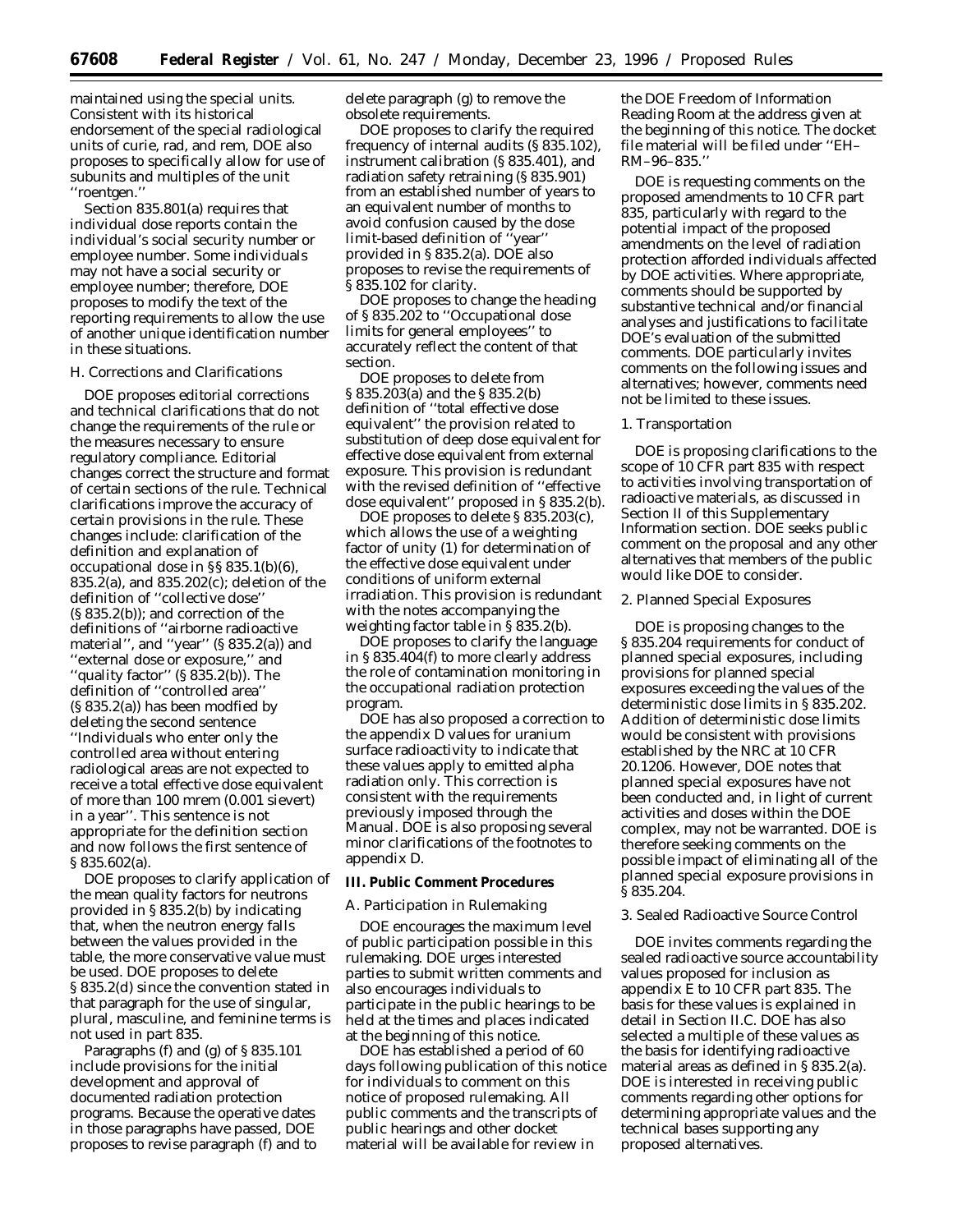maintained using the special units. Consistent with its historical endorsement of the special radiological units of curie, rad, and rem, DOE also proposes to specifically allow for use of subunits and multiples of the unit ''roentgen.''

Section 835.801(a) requires that individual dose reports contain the individual's social security number or employee number. Some individuals may not have a social security or employee number; therefore, DOE proposes to modify the text of the reporting requirements to allow the use of another unique identification number in these situations.

*H. Corrections and Clarifications*

DOE proposes editorial corrections and technical clarifications that do not change the requirements of the rule or the measures necessary to ensure regulatory compliance. Editorial changes correct the structure and format of certain sections of the rule. Technical clarifications improve the accuracy of certain provisions in the rule. These changes include: clarification of the definition and explanation of occupational dose in §§ 835.1(b)(6), 835.2(a), and 835.202(c); deletion of the definition of ''collective dose'' (§ 835.2(b)); and correction of the definitions of ''airborne radioactive material'', and ''year'' (§ 835.2(a)) and ''external dose or exposure,'' and ''quality factor'' (§ 835.2(b)). The definition of ''controlled area'' (§ 835.2(a)) has been modfied by deleting the second sentence ''Individuals who enter only the controlled area without entering radiological areas are not expected to receive a total effective dose equivalent of more than 100 mrem (0.001 sievert) in a year''. This sentence is not appropriate for the definition section and now follows the first sentence of § 835.602(a).

DOE proposes to clarify application of the mean quality factors for neutrons provided in § 835.2(b) by indicating that, when the neutron energy falls between the values provided in the table, the more conservative value must be used. DOE proposes to delete § 835.2(d) since the convention stated in that paragraph for the use of singular, plural, masculine, and feminine terms is not used in part 835.

Paragraphs (f) and (g) of § 835.101 include provisions for the initial development and approval of documented radiation protection programs. Because the operative dates in those paragraphs have passed, DOE proposes to revise paragraph (f) and to delete paragraph (g) to remove the obsolete requirements.

DOE proposes to clarify the required frequency of internal audits (§ 835.102), instrument calibration (§ 835.401), and radiation safety retraining (§ 835.901) from an established number of years to an equivalent number of months to avoid confusion caused by the dose limit-based definition of ''year'' provided in § 835.2(a). DOE also proposes to revise the requirements of § 835.102 for clarity.

DOE proposes to change the heading of § 835.202 to ''Occupational dose limits for general employees'' to accurately reflect the content of that section.

DOE proposes to delete from § 835.203(a) and the § 835.2(b) definition of ''total effective dose equivalent'' the provision related to substitution of deep dose equivalent for effective dose equivalent from external exposure. This provision is redundant with the revised definition of ''effective dose equivalent'' proposed in § 835.2(b).

DOE proposes to delete § 835.203(c), which allows the use of a weighting factor of unity (1) for determination of the effective dose equivalent under conditions of uniform external irradiation. This provision is redundant with the notes accompanying the weighting factor table in § 835.2(b).

DOE proposes to clarify the language in § 835.404(f) to more clearly address the role of contamination monitoring in the occupational radiation protection program.

DOE has also proposed a correction to the appendix D values for uranium surface radioactivity to indicate that these values apply to emitted alpha radiation only. This correction is consistent with the requirements previously imposed through the Manual. DOE is also proposing several minor clarifications of the footnotes to appendix D.

## III. Public Comment Procedures

*A. Participation in Rulemaking*

DOE encourages the maximum level of public participation possible in this rulemaking. DOE urges interested parties to submit written comments and also encourages individuals to participate in the public hearings to be held at the times and places indicated at the beginning of this notice.

DOE has established a period of 60 days following publication of this notice for individuals to comment on this notice of proposed rulemaking. All public comments and the transcripts of public hearings and other docket material will be available for review in the DOE Freedom of Information Reading Room at the address given at the beginning of this notice. The docket file material will be filed under ''EH–RM–96–835.''

DOE is requesting comments on the proposed amendments to 10 CFR part 835, particularly with regard to the potential impact of the proposed amendments on the level of radiation protection afforded individuals affected by DOE activities. Where appropriate, comments should be supported by substantive technical and/or financial analyses and justifications to facilitate DOE's evaluation of the submitted comments. DOE particularly invites comments on the following issues and alternatives; however, comments need not be limited to these issues.

*1. Transportation*

DOE is proposing clarifications to the scope of 10 CFR part 835 with respect to activities involving transportation of radioactive materials, as discussed in Section II of this Supplementary Information section. DOE seeks public comment on the proposal and any other alternatives that members of the public would like DOE to consider.

*2. Planned Special Exposures*

DOE is proposing changes to the § 835.204 requirements for conduct of planned special exposures, including provisions for planned special exposures exceeding the values of the deterministic dose limits in § 835.202. Addition of deterministic dose limits would be consistent with provisions established by the NRC at 10 CFR 20.1206. However, DOE notes that planned special exposures have not been conducted and, in light of current activities and doses within the DOE complex, may not be warranted. DOE is therefore seeking comments on the possible impact of eliminating all of the planned special exposure provisions in § 835.204.

*3. Sealed Radioactive Source Control*

DOE invites comments regarding the sealed radioactive source accountability values proposed for inclusion as appendix E to 10 CFR part 835. The basis for these values is explained in detail in Section II.C. DOE has also selected a multiple of these values as the basis for identifying radioactive material areas as defined in § 835.2(a). DOE is interested in receiving public comments regarding other options for determining appropriate values and the technical bases supporting any proposed alternatives.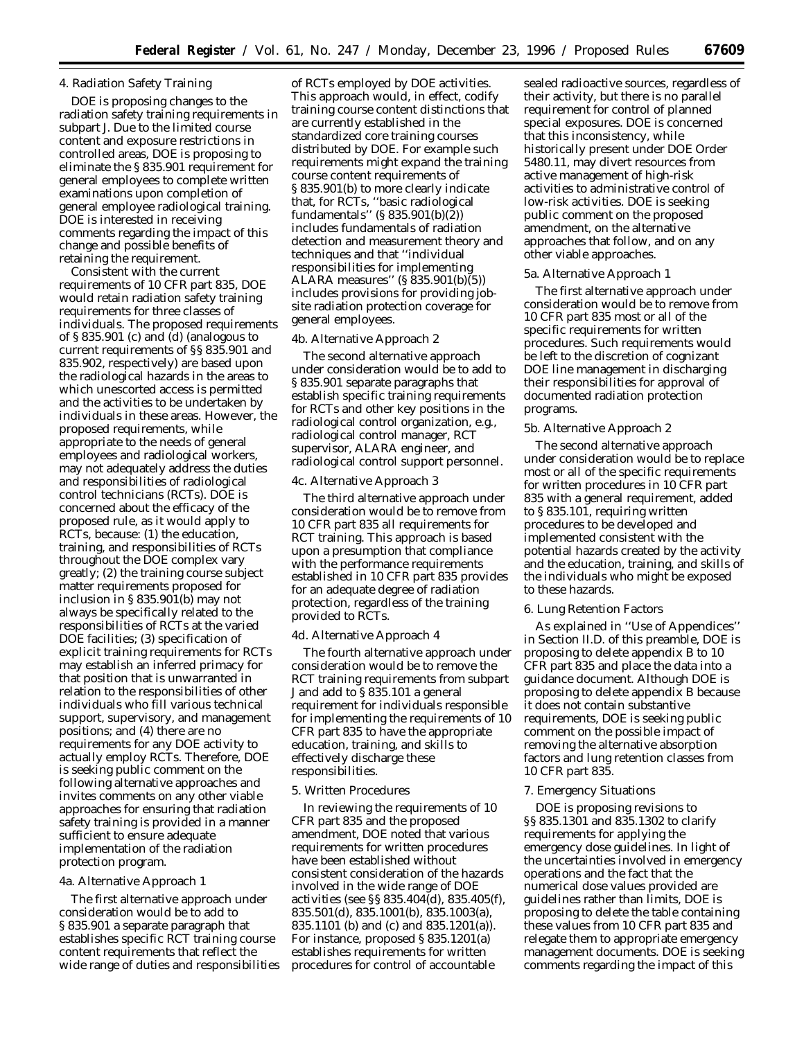### 4. Radiation Safety Training

DOE is proposing changes to the radiation safety training requirements in subpart J. Due to the limited course content and exposure restrictions in controlled areas, DOE is proposing to eliminate the § 835.901 requirement for general employees to complete written examinations upon completion of general employee radiological training. DOE is interested in receiving comments regarding the impact of this change and possible benefits of retaining the requirement.

Consistent with the current requirements of 10 CFR part 835, DOE would retain radiation safety training requirements for three classes of individuals. The proposed requirements of § 835.901 (c) and (d) (analogous to current requirements of §§ 835.901 and 835.902, respectively) are based upon the radiological hazards in the areas to which unescorted access is permitted and the activities to be undertaken by individuals in these areas. However, the proposed requirements, while appropriate to the needs of general employees and radiological workers, may not adequately address the duties and responsibilities of radiological control technicians (RCTs). DOE is concerned about the efficacy of the proposed rule, as it would apply to RCTs, because: (1) the education, training, and responsibilities of RCTs throughout the DOE complex vary greatly; (2) the training course subject matter requirements proposed for inclusion in § 835.901(b) may not always be specifically related to the responsibilities of RCTs at the varied DOE facilities; (3) specification of explicit training requirements for RCTs may establish an inferred primacy for that position that is unwarranted in relation to the responsibilities of other individuals who fill various technical support, supervisory, and management positions; and (4) there are no requirements for any DOE activity to actually employ RCTs. Therefore, DOE is seeking public comment on the following alternative approaches and invites comments on any other viable approaches for ensuring that radiation safety training is provided in a manner sufficient to ensure adequate implementation of the radiation protection program.

#### 4a. Alternative Approach 1

The first alternative approach under consideration would be to add to § 835.901 a separate paragraph that establishes specific RCT training course content requirements that reflect the wide range of duties and responsibilities of RCTs employed by DOE activities. This approach would, in effect, codify training course content distinctions that are currently established in the standardized core training courses distributed by DOE. For example such requirements might expand the training course content requirements of § 835.901(b) to more clearly indicate that, for RCTs, ''basic radiological fundamentals'' (§ 835.901(b)(2)) includes fundamentals of radiation detection and measurement theory and techniques and that ''individual responsibilities for implementing ALARA measures'' (§ 835.901(b)(5)) includes provisions for providing job-site radiation protection coverage for general employees.

#### 4b. Alternative Approach 2

The second alternative approach under consideration would be to add to § 835.901 separate paragraphs that establish specific training requirements for RCTs and other key positions in the radiological control organization, e.g., radiological control manager, RCT supervisor, ALARA engineer, and radiological control support personnel.

#### 4c. Alternative Approach 3

The third alternative approach under consideration would be to remove from 10 CFR part 835 all requirements for RCT training. This approach is based upon a presumption that compliance with the performance requirements established in 10 CFR part 835 provides for an adequate degree of radiation protection, regardless of the training provided to RCTs.

#### 4d. Alternative Approach 4

The fourth alternative approach under consideration would be to remove the RCT training requirements from subpart J and add to § 835.101 a general requirement for individuals responsible for implementing the requirements of 10 CFR part 835 to have the appropriate education, training, and skills to effectively discharge these responsibilities.

### 5. Written Procedures

In reviewing the requirements of 10 CFR part 835 and the proposed amendment, DOE noted that various requirements for written procedures have been established without consistent consideration of the hazards involved in the wide range of DOE activities (see §§ 835.404(d), 835.405(f), 835.501(d), 835.1001(b), 835.1003(a), 835.1101 (b) and (c) and 835.1201(a)). For instance, proposed § 835.1201(a) establishes requirements for written procedures for control of accountable sealed radioactive sources, regardless of their activity, but there is no parallel requirement for control of planned special exposures. DOE is concerned that this inconsistency, while historically present under DOE Order 5480.11, may divert resources from active management of high-risk activities to administrative control of low-risk activities. DOE is seeking public comment on the proposed amendment, on the alternative approaches that follow, and on any other viable approaches.

#### 5a. Alternative Approach 1

The first alternative approach under consideration would be to remove from 10 CFR part 835 most or all of the specific requirements for written procedures. Such requirements would be left to the discretion of cognizant DOE line management in discharging their responsibilities for approval of documented radiation protection programs.

#### 5b. Alternative Approach 2

The second alternative approach under consideration would be to replace most or all of the specific requirements for written procedures in 10 CFR part 835 with a general requirement, added to § 835.101, requiring written procedures to be developed and implemented consistent with the potential hazards created by the activity and the education, training, and skills of the individuals who might be exposed to these hazards.

### 6. Lung Retention Factors

As explained in ''Use of Appendices'' in Section II.D. of this preamble, DOE is proposing to delete appendix B to 10 CFR part 835 and place the data into a guidance document. Although DOE is proposing to delete appendix B because it does not contain substantive requirements, DOE is seeking public comment on the possible impact of removing the alternative absorption factors and lung retention classes from 10 CFR part 835.

### 7. Emergency Situations

DOE is proposing revisions to §§ 835.1301 and 835.1302 to clarify requirements for applying the emergency dose guidelines. In light of the uncertainties involved in emergency operations and the fact that the numerical dose values provided are guidelines rather than limits, DOE is proposing to delete the table containing these values from 10 CFR part 835 and relegate them to appropriate emergency management documents. DOE is seeking comments regarding the impact of this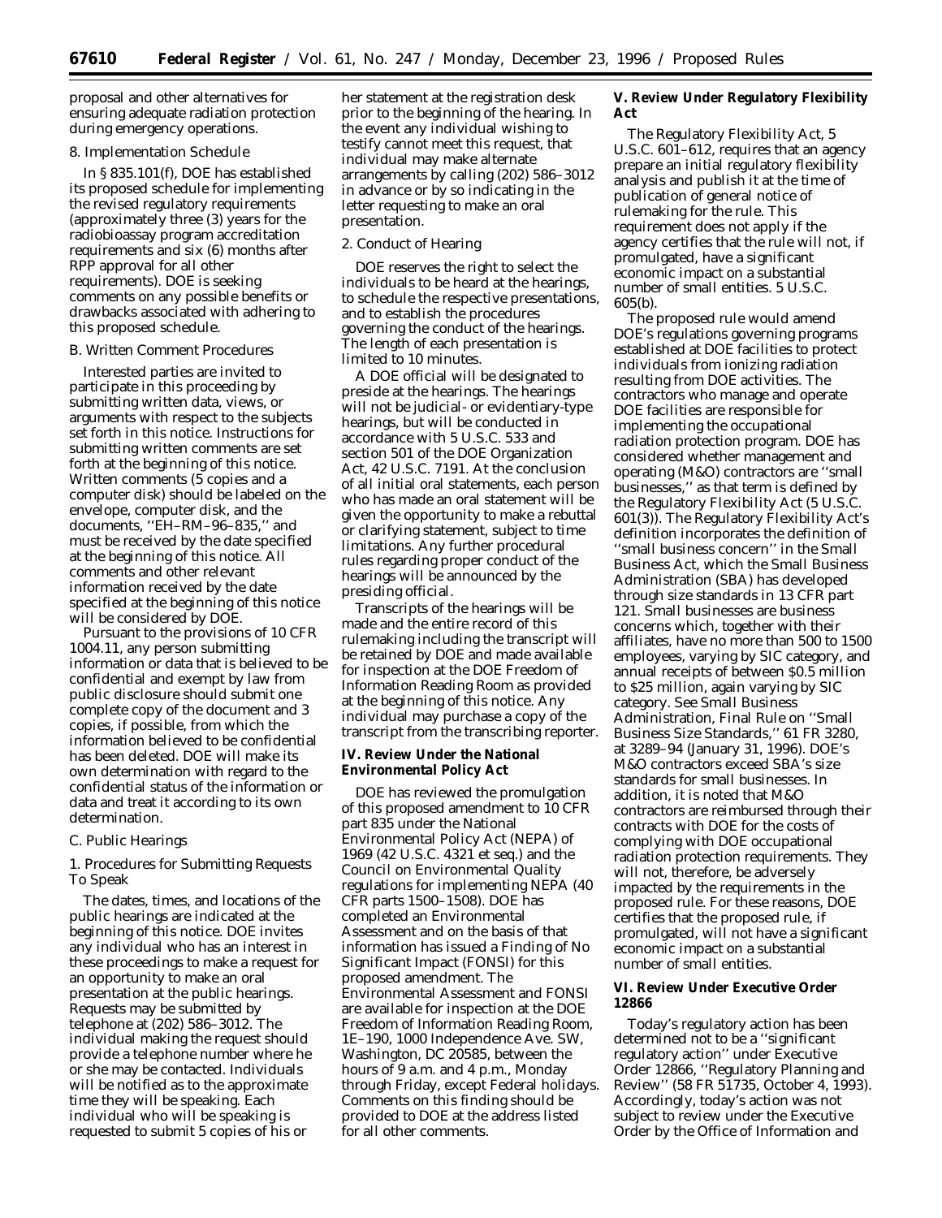proposal and other alternatives for ensuring adequate radiation protection during emergency operations.

8. Implementation Schedule

In § 835.101(f), DOE has established its proposed schedule for implementing the revised regulatory requirements (approximately three (3) years for the radiobioassay program accreditation requirements and six (6) months after RPP approval for all other requirements). DOE is seeking comments on any possible benefits or drawbacks associated with adhering to this proposed schedule.

B. Written Comment Procedures

Interested parties are invited to participate in this proceeding by submitting written data, views, or arguments with respect to the subjects set forth in this notice. Instructions for submitting written comments are set forth at the beginning of this notice. Written comments (5 copies and a computer disk) should be labeled on the envelope, computer disk, and the documents, ''EH–RM–96–835,'' and must be received by the date specified at the beginning of this notice. All comments and other relevant information received by the date specified at the beginning of this notice will be considered by DOE.

Pursuant to the provisions of 10 CFR 1004.11, any person submitting information or data that is believed to be confidential and exempt by law from public disclosure should submit one complete copy of the document and 3 copies, if possible, from which the information believed to be confidential has been deleted. DOE will make its own determination with regard to the confidential status of the information or data and treat it according to its own determination.

C. Public Hearings

1. Procedures for Submitting Requests To Speak

The dates, times, and locations of the public hearings are indicated at the beginning of this notice. DOE invites any individual who has an interest in these proceedings to make a request for an opportunity to make an oral presentation at the public hearings. Requests may be submitted by telephone at (202) 586–3012. The individual making the request should provide a telephone number where he or she may be contacted. Individuals will be notified as to the approximate time they will be speaking. Each individual who will be speaking is requested to submit 5 copies of his or her statement at the registration desk prior to the beginning of the hearing. In the event any individual wishing to testify cannot meet this request, that individual may make alternate arrangements by calling (202) 586–3012 in advance or by so indicating in the letter requesting to make an oral presentation.

2. Conduct of Hearing

DOE reserves the right to select the individuals to be heard at the hearings, to schedule the respective presentations, and to establish the procedures governing the conduct of the hearings. The length of each presentation is limited to 10 minutes.

A DOE official will be designated to preside at the hearings. The hearings will not be judicial- or evidentiary-type hearings, but will be conducted in accordance with 5 U.S.C. 533 and section 501 of the DOE Organization Act, 42 U.S.C. 7191. At the conclusion of all initial oral statements, each person who has made an oral statement will be given the opportunity to make a rebuttal or clarifying statement, subject to time limitations. Any further procedural rules regarding proper conduct of the hearings will be announced by the presiding official.

Transcripts of the hearings will be made and the entire record of this rulemaking including the transcript will be retained by DOE and made available for inspection at the DOE Freedom of Information Reading Room as provided at the beginning of this notice. Any individual may purchase a copy of the transcript from the transcribing reporter.

## IV. Review Under the National Environmental Policy Act

DOE has reviewed the promulgation of this proposed amendment to 10 CFR part 835 under the National Environmental Policy Act (NEPA) of 1969 (42 U.S.C. 4321 et seq.) and the Council on Environmental Quality regulations for implementing NEPA (40 CFR parts 1500–1508). DOE has completed an Environmental Assessment and on the basis of that information has issued a Finding of No Significant Impact (FONSI) for this proposed amendment. The Environmental Assessment and FONSI are available for inspection at the DOE Freedom of Information Reading Room, 1E–190, 1000 Independence Ave. SW, Washington, DC 20585, between the hours of 9 a.m. and 4 p.m., Monday through Friday, except Federal holidays. Comments on this finding should be provided to DOE at the address listed for all other comments.

## V. Review Under Regulatory Flexibility Act

The Regulatory Flexibility Act, 5 U.S.C. 601–612, requires that an agency prepare an initial regulatory flexibility analysis and publish it at the time of publication of general notice of rulemaking for the rule. This requirement does not apply if the agency certifies that the rule will not, if promulgated, have a significant economic impact on a substantial number of small entities. 5 U.S.C. 605(b).

The proposed rule would amend DOE's regulations governing programs established at DOE facilities to protect individuals from ionizing radiation resulting from DOE activities. The contractors who manage and operate DOE facilities are responsible for implementing the occupational radiation protection program. DOE has considered whether management and operating (M&O) contractors are ''small businesses,'' as that term is defined by the Regulatory Flexibility Act (5 U.S.C. 601(3)). The Regulatory Flexibility Act's definition incorporates the definition of ''small business concern'' in the Small Business Act, which the Small Business Administration (SBA) has developed through size standards in 13 CFR part 121. Small businesses are business concerns which, together with their affiliates, have no more than 500 to 1500 employees, varying by SIC category, and annual receipts of between $0.5 million to $25 million, again varying by SIC category. See Small Business Administration, Final Rule on ''Small Business Size Standards,'' 61 FR 3280, at 3289–94 (January 31, 1996). DOE's M&O contractors exceed SBA's size standards for small businesses. In addition, it is noted that M&O contractors are reimbursed through their contracts with DOE for the costs of complying with DOE occupational radiation protection requirements. They will not, therefore, be adversely impacted by the requirements in the proposed rule. For these reasons, DOE certifies that the proposed rule, if promulgated, will not have a significant economic impact on a substantial number of small entities.

## VI. Review Under Executive Order 12866

Today's regulatory action has been determined not to be a ''significant regulatory action'' under Executive Order 12866, ''Regulatory Planning and Review'' (58 FR 51735, October 4, 1993). Accordingly, today's action was not subject to review under the Executive Order by the Office of Information and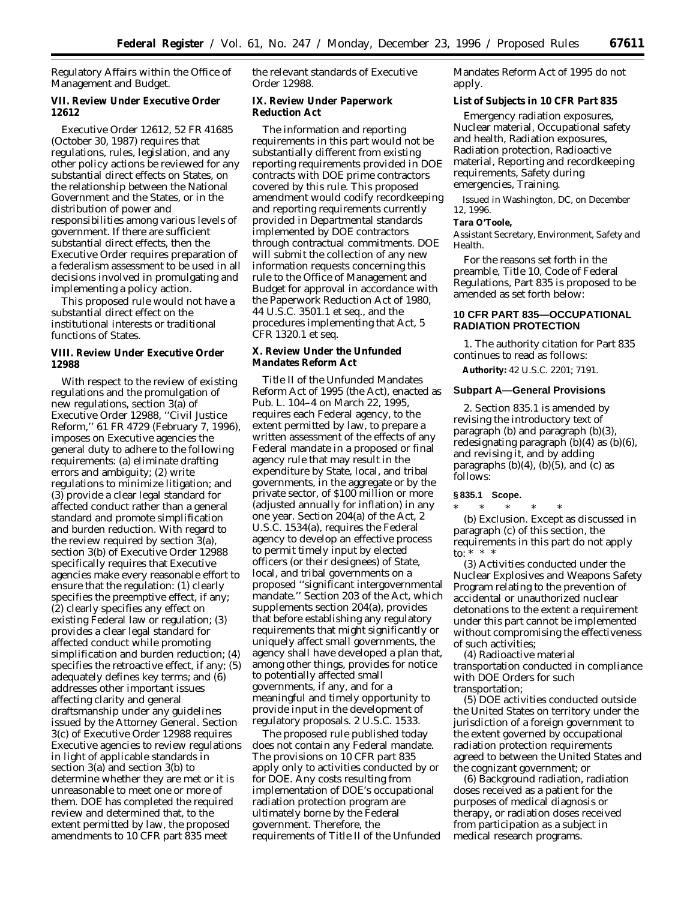Regulatory Affairs within the Office of Management and Budget.

### VII. Review Under Executive Order 12612

Executive Order 12612, 52 FR 41685 (October 30, 1987) requires that regulations, rules, legislation, and any other policy actions be reviewed for any substantial direct effects on States, on the relationship between the National Government and the States, or in the distribution of power and responsibilities among various levels of government. If there are sufficient substantial direct effects, then the Executive Order requires preparation of a federalism assessment to be used in all decisions involved in promulgating and implementing a policy action.

This proposed rule would not have a substantial direct effect on the institutional interests or traditional functions of States.

### VIII. Review Under Executive Order 12988

With respect to the review of existing regulations and the promulgation of new regulations, section 3(a) of Executive Order 12988, ''Civil Justice Reform,'' 61 FR 4729 (February 7, 1996), imposes on Executive agencies the general duty to adhere to the following requirements: (a) eliminate drafting errors and ambiguity; (2) write regulations to minimize litigation; and (3) provide a clear legal standard for affected conduct rather than a general standard and promote simplification and burden reduction. With regard to the review required by section 3(a), section 3(b) of Executive Order 12988 specifically requires that Executive agencies make every reasonable effort to ensure that the regulation: (1) clearly specifies the preemptive effect, if any; (2) clearly specifies any effect on existing Federal law or regulation; (3) provides a clear legal standard for affected conduct while promoting simplification and burden reduction; (4) specifies the retroactive effect, if any; (5) adequately defines key terms; and (6) addresses other important issues affecting clarity and general draftsmanship under any guidelines issued by the Attorney General. Section 3(c) of Executive Order 12988 requires Executive agencies to review regulations in light of applicable standards in section 3(a) and section 3(b) to determine whether they are met or it is unreasonable to meet one or more of them. DOE has completed the required review and determined that, to the extent permitted by law, the proposed amendments to 10 CFR part 835 meet the relevant standards of Executive Order 12988.

### IX. Review Under Paperwork Reduction Act

The information and reporting requirements in this part would not be substantially different from existing reporting requirements provided in DOE contracts with DOE prime contractors covered by this rule. This proposed amendment would codify recordkeeping and reporting requirements currently provided in Departmental standards implemented by DOE contractors through contractual commitments. DOE will submit the collection of any new information requests concerning this rule to the Office of Management and Budget for approval in accordance with the Paperwork Reduction Act of 1980, 44 U.S.C. 3501.1 et seq., and the procedures implementing that Act, 5 CFR 1320.1 et seq.

### X. Review Under the Unfunded Mandates Reform Act

Title II of the Unfunded Mandates Reform Act of 1995 (the Act), enacted as Pub. L. 104–4 on March 22, 1995, requires each Federal agency, to the extent permitted by law, to prepare a written assessment of the effects of any Federal mandate in a proposed or final agency rule that may result in the expenditure by State, local, and tribal governments, in the aggregate or by the private sector, of $100 million or more (adjusted annually for inflation) in any one year. Section 204(a) of the Act, 2 U.S.C. 1534(a), requires the Federal agency to develop an effective process to permit timely input by elected officers (or their designees) of State, local, and tribal governments on a proposed ''significant intergovernmental mandate.'' Section 203 of the Act, which supplements section 204(a), provides that before establishing any regulatory requirements that might significantly or uniquely affect small governments, the agency shall have developed a plan that, among other things, provides for notice to potentially affected small governments, if any, and for a meaningful and timely opportunity to provide input in the development of regulatory proposals. 2 U.S.C. 1533.

The proposed rule published today does not contain any Federal mandate. The provisions on 10 CFR part 835 apply only to activities conducted by or for DOE. Any costs resulting from implementation of DOE's occupational radiation protection program are ultimately borne by the Federal government. Therefore, the requirements of Title II of the Unfunded Mandates Reform Act of 1995 do not apply.

**List of Subjects in 10 CFR Part 835**

Emergency radiation exposures, Nuclear material, Occupational safety and health, Radiation exposures, Radiation protection, Radioactive material, Reporting and recordkeeping requirements, Safety during emergencies, Training.

Issued in Washington, DC, on December 12, 1996.

**Tara O'Toole,**
*Assistant Secretary, Environment, Safety and Health.*

For the reasons set forth in the preamble, Title 10, Code of Federal Regulations, Part 835 is proposed to be amended as set forth below:

## 10 CFR PART 835—OCCUPATIONAL RADIATION PROTECTION

1. The authority citation for Part 835 continues to read as follows:

**Authority:** 42 U.S.C. 2201; 7191.

### Subpart A—General Provisions

2. Section 835.1 is amended by revising the introductory text of paragraph (b) and paragraph (b)(3), redesignating paragraph (b)(4) as (b)(6), and revising it, and by adding paragraphs (b)(4), (b)(5), and (c) as follows:

**§ 835.1 Scope.**

\* \* \* \* \*

(b) *Exclusion.* Except as discussed in paragraph (c) of this section, the requirements in this part do not apply to: \* \* \*

(3) Activities conducted under the Nuclear Explosives and Weapons Safety Program relating to the prevention of accidental or unauthorized nuclear detonations to the extent a requirement under this part cannot be implemented without compromising the effectiveness of such activities;

(4) Radioactive material transportation conducted in compliance with DOE Orders for such transportation;

(5) DOE activities conducted outside the United States on territory under the jurisdiction of a foreign government to the extent governed by occupational radiation protection requirements agreed to between the United States and the cognizant government; or

(6) Background radiation, radiation doses received as a patient for the purposes of medical diagnosis or therapy, or radiation doses received from participation as a subject in medical research programs.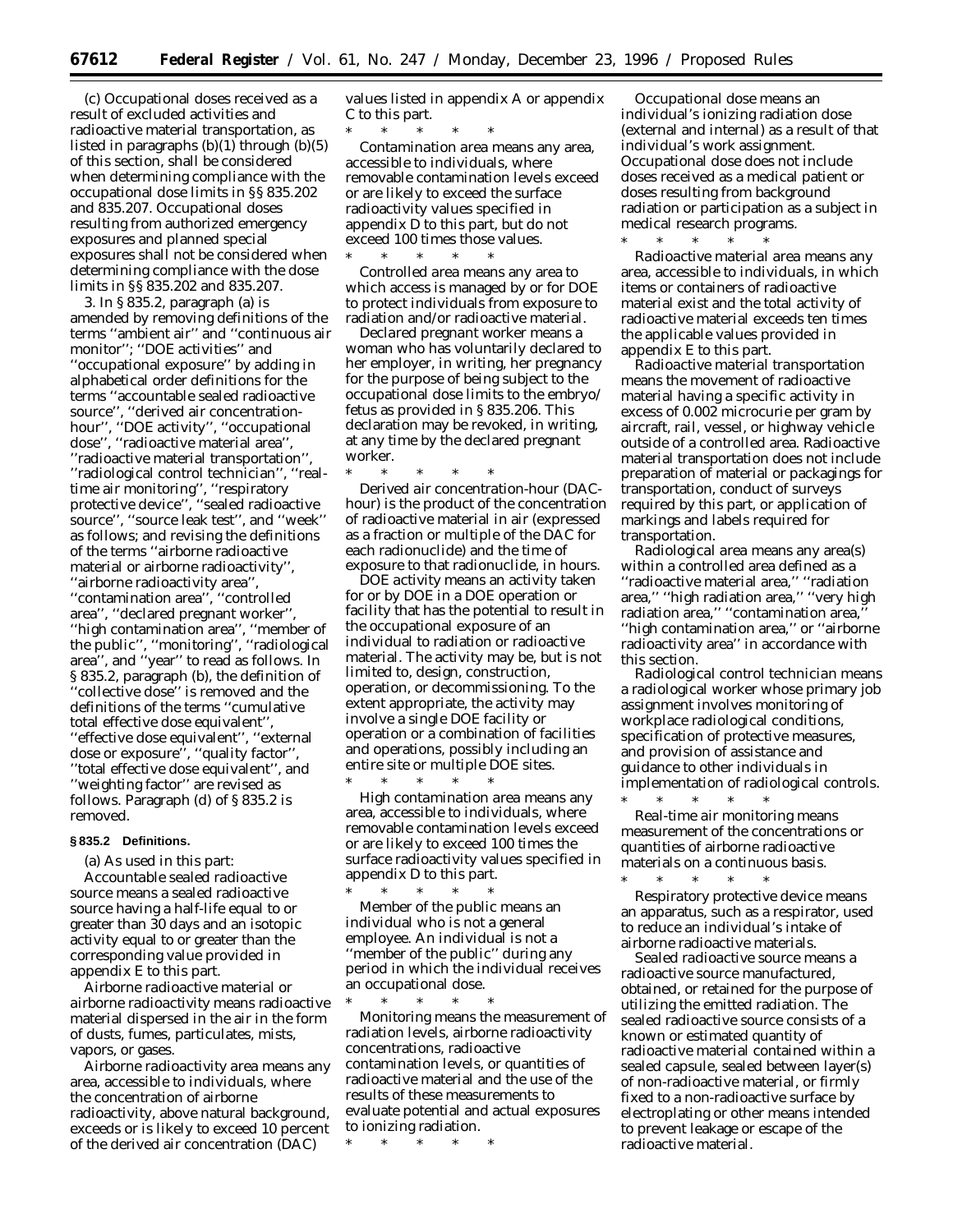(c) Occupational doses received as a result of excluded activities and radioactive material transportation, as listed in paragraphs (b)(1) through (b)(5) of this section, shall be considered when determining compliance with the occupational dose limits in §§ 835.202 and 835.207. Occupational doses resulting from authorized emergency exposures and planned special exposures shall not be considered when determining compliance with the dose limits in §§ 835.202 and 835.207.

3. In § 835.2, paragraph (a) is amended by removing definitions of the terms ''ambient air'' and ''continuous air monitor''; ''DOE activities'' and ''occupational exposure'' by adding in alphabetical order definitions for the terms ''accountable sealed radioactive source'', ''derived air concentration-hour'', ''DOE activity'', ''occupational dose'', ''radioactive material area'', ''radioactive material transportation'', ''radiological control technician'', ''real-time air monitoring'', ''respiratory protective device'', ''sealed radioactive source'', ''source leak test'', and ''week'' as follows; and revising the definitions of the terms ''airborne radioactive material or airborne radioactivity'', ''airborne radioactivity area'', ''contamination area'', ''controlled area'', ''declared pregnant worker'', ''high contamination area'', ''member of the public'', ''monitoring'', ''radiological area'', and ''year'' to read as follows. In § 835.2, paragraph (b), the definition of ''collective dose'' is removed and the definitions of the terms ''cumulative total effective dose equivalent'', ''effective dose equivalent'', ''external dose or exposure'', ''quality factor'', ''total effective dose equivalent'', and ''weighting factor'' are revised as follows. Paragraph (d) of § 835.2 is removed.

**§ 835.2 Definitions.**

(a) As used in this part:

*Accountable sealed radioactive source* means a sealed radioactive source having a half-life equal to or greater than 30 days and an isotopic activity equal to or greater than the corresponding value provided in appendix E to this part.

*Airborne radioactive material or airborne radioactivity* means radioactive material dispersed in the air in the form of dusts, fumes, particulates, mists, vapors, or gases.

*Airborne radioactivity area* means any area, accessible to individuals, where the concentration of airborne radioactivity, above natural background, exceeds or is likely to exceed 10 percent of the derived air concentration (DAC) values listed in appendix A or appendix C to this part.

\* \* \* \* \*

*Contamination area* means any area, accessible to individuals, where removable contamination levels exceed or are likely to exceed the surface radioactivity values specified in appendix D to this part, but do not exceed 100 times those values.

\* \* \* \* \*

*Controlled area* means any area to which access is managed by or for DOE to protect individuals from exposure to radiation and/or radioactive material.

*Declared pregnant worker* means a woman who has voluntarily declared to her employer, in writing, her pregnancy for the purpose of being subject to the occupational dose limits to the embryo/fetus as provided in § 835.206. This declaration may be revoked, in writing, at any time by the declared pregnant worker.

\* \* \* \* \*

*Derived air concentration-hour* (DAC-hour) is the product of the concentration of radioactive material in air (expressed as a fraction or multiple of the DAC for each radionuclide) and the time of exposure to that radionuclide, in hours.

*DOE activity* means an activity taken for or by DOE in a DOE operation or facility that has the potential to result in the occupational exposure of an individual to radiation or radioactive material. The activity may be, but is not limited to, design, construction, operation, or decommissioning. To the extent appropriate, the activity may involve a single DOE facility or operation or a combination of facilities and operations, possibly including an entire site or multiple DOE sites.

\* \* \* \* \*

*High contamination area* means any area, accessible to individuals, where removable contamination levels exceed or are likely to exceed 100 times the surface radioactivity values specified in appendix D to this part.

\* \* \* \* \*

*Member of the public* means an individual who is not a general employee. An individual is not a ''member of the public'' during any period in which the individual receives an occupational dose.

\* \* \* \* \*

*Monitoring* means the measurement of radiation levels, airborne radioactivity concentrations, radioactive contamination levels, or quantities of radioactive material and the use of the results of these measurements to evaluate potential and actual exposures to ionizing radiation.

\* \* \* \* \*

*Occupational dose* means an individual's ionizing radiation dose (external and internal) as a result of that individual's work assignment. Occupational dose does not include doses received as a medical patient or doses resulting from background radiation or participation as a subject in medical research programs.

\* \* \* \* \*

*Radioactive material area* means any area, accessible to individuals, in which items or containers of radioactive material exist and the total activity of radioactive material exceeds ten times the applicable values provided in appendix E to this part.

*Radioactive material transportation* means the movement of radioactive material having a specific activity in excess of 0.002 microcurie per gram by aircraft, rail, vessel, or highway vehicle outside of a controlled area. Radioactive material transportation does not include preparation of material or packagings for transportation, conduct of surveys required by this part, or application of markings and labels required for transportation.

*Radiological area* means any area(s) within a controlled area defined as a ''radioactive material area,'' ''radiation area,'' ''high radiation area,'' ''very high radiation area,'' ''contamination area,'' ''high contamination area,'' or ''airborne radioactivity area'' in accordance with this section.

*Radiological control technician* means a radiological worker whose primary job assignment involves monitoring of workplace radiological conditions, specification of protective measures, and provision of assistance and guidance to other individuals in implementation of radiological controls.

\* \* \* \* \*

*Real-time air monitoring* means measurement of the concentrations or quantities of airborne radioactive materials on a continuous basis.

\* \* \* \* \*

*Respiratory protective device* means an apparatus, such as a respirator, used to reduce an individual's intake of airborne radioactive materials.

*Sealed radioactive source* means a radioactive source manufactured, obtained, or retained for the purpose of utilizing the emitted radiation. The sealed radioactive source consists of a known or estimated quantity of radioactive material contained within a sealed capsule, sealed between layer(s) of non-radioactive material, or firmly fixed to a non-radioactive surface by electroplating or other means intended to prevent leakage or escape of the radioactive material.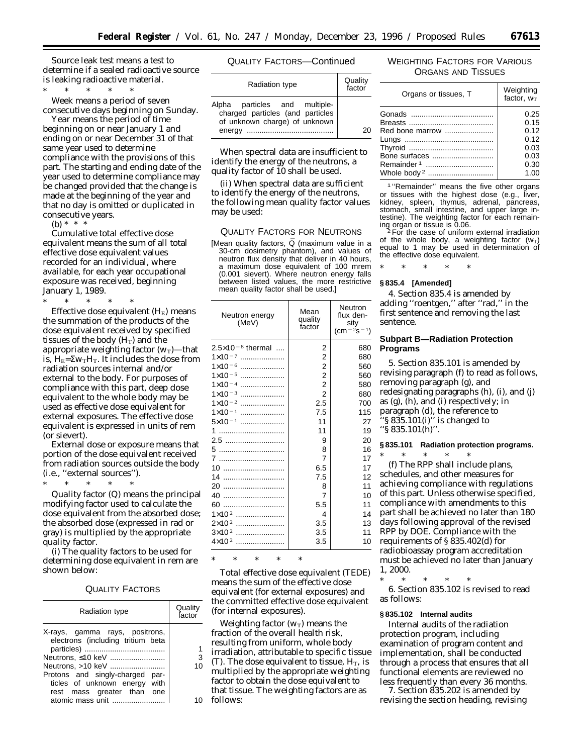Source leak test means a test to determine if a sealed radioactive source is leaking radioactive material.

\* \* \* \* \*

Week means a period of seven consecutive days beginning on Sunday.

Year means the period of time beginning on or near January 1 and ending on or near December 31 of that same year used to determine compliance with the provisions of this part. The starting and ending date of the year used to determine compliance may be changed provided that the change is made at the beginning of the year and that no day is omitted or duplicated in consecutive years.

(b) \* \* \*

*Cumulative total effective dose equivalent* means the sum of all total effective dose equivalent values recorded for an individual, where available, for each year occupational exposure was received, beginning January 1, 1989.

\* \* \* \* \*

*Effective dose equivalent* ($H_E$) means the summation of the products of the dose equivalent received by specified tissues of the body ($H_T$) and the appropriate weighting factor ($w_T$)—that is, $H_E = \Sigma w_T H_T$. It includes the dose from radiation sources internal and/or external to the body. For purposes of compliance with this part, deep dose equivalent to the whole body may be used as effective dose equivalent for external exposures. The effective dose equivalent is expressed in units of rem (or sievert).

*External dose or exposure* means that portion of the dose equivalent received from radiation sources outside the body (i.e., ''external sources'').

\* \* \* \* \*

*Quality factor* (Q) means the principal modifying factor used to calculate the dose equivalent from the absorbed dose; the absorbed dose (expressed in rad or gray) is multiplied by the appropriate quality factor.

(i) The quality factors to be used for determining dose equivalent in rem are shown below:

QUALITY FACTORS

| Radiation type | Quality factor |
|---|---|
| X-rays, gamma rays, positrons, electrons (including tritium beta particles) | 1 |
| Neutrons, ≤10 keV | 3 |
| Neutrons, >10 keV | 10 |
| Protons and singly-charged particles of unknown energy with rest mass greater than one atomic mass unit | 10 |
| Alpha particles and multiple-charged particles (and particles of unknown charge) of unknown energy | 20 |

When spectral data are insufficient to identify the energy of the neutrons, a quality factor of 10 shall be used.

(ii) When spectral data are sufficient to identify the energy of the neutrons, the following mean quality factor values may be used:

QUALITY FACTORS FOR NEUTRONS

[Mean quality factors, $\bar{Q}$ (maximum value in a 30-cm dosimetry phantom), and values of neutron flux density that deliver in 40 hours, a maximum dose equivalent of 100 mrem (0.001 sievert). Where neutron energy falls between listed values, the more restrictive mean quality factor shall be used.]

| Neutron energy (MeV) | Mean quality factor | Neutron flux density ($cm^{-2}s^{-1}$) |
|---|---|---|
| $2.5\times10^{-8}$ thermal | 2 | 680 |
| $1\times10^{-7}$ | 2 | 680 |
| $1\times10^{-6}$ | 2 | 560 |
| $1\times10^{-5}$ | 2 | 560 |
| $1\times10^{-4}$ | 2 | 580 |
| $1\times10^{-3}$ | 2 | 680 |
| $1\times10^{-2}$ | 2.5 | 700 |
| $1\times10^{-1}$ | 7.5 | 115 |
| $5\times10^{-1}$ | 11 | 27 |
| 1 | 11 | 19 |
| 2.5 | 9 | 20 |
| 5 | 8 | 16 |
| 7 | 7 | 17 |
| 10 | 6.5 | 17 |
| 14 | 7.5 | 12 |
| 20 | 8 | 11 |
| 40 | 7 | 10 |
| 60 | 5.5 | 11 |
| $1\times10^{2}$ | 4 | 14 |
| $2\times10^{2}$ | 3.5 | 13 |
| $3\times10^{2}$ | 3.5 | 11 |
| $4\times10^{2}$ | 3.5 | 10 |

\* \* \* \* \*

*Total effective dose equivalent* (TEDE) means the sum of the effective dose equivalent (for external exposures) and the committed effective dose equivalent (for internal exposures).

*Weighting factor* ($w_T$) means the fraction of the overall health risk, resulting from uniform, whole body irradiation, attributable to specific tissue (T). The dose equivalent to tissue, $H_T$, is multiplied by the appropriate weighting factor to obtain the dose equivalent to that tissue. The weighting factors are as follows:

WEIGHTING FACTORS FOR VARIOUS ORGANS AND TISSUES

| Organs or tissues, T | Weighting factor, $w_T$ |
|---|---|
| Gonads | 0.25 |
| Breasts | 0.15 |
| Red bone marrow | 0.12 |
| Lungs | 0.12 |
| Thyroid | 0.03 |
| Bone surfaces | 0.03 |
| Remainder [1] | 0.30 |
| Whole body [2] | 1.00 |

[1] ''Remainder'' means the five other organs or tissues with the highest dose (e.g., liver, kidney, spleen, thymus, adrenal, pancreas, stomach, small intestine, and upper large intestine). The weighting factor for each remaining organ or tissue is 0.06.

[2] For the case of uniform external irradiation of the whole body, a weighting factor ($w_T$) equal to 1 may be used in determination of the effective dose equivalent.

\* \* \* \* \*

**§ 835.4 [Amended]**

4. Section 835.4 is amended by adding ''roentgen,'' after ''rad,'' in the first sentence and removing the last sentence.

### Subpart B—Radiation Protection Programs

5. Section 835.101 is amended by revising paragraph (f) to read as follows, removing paragraph (g), and redesignating paragraphs (h), (i), and (j) as (g), (h), and (i) respectively; in paragraph (d), the reference to ''§ 835.101(i)'' is changed to ''§ 835.101(h)''.

**§ 835.101 Radiation protection programs.**

\* \* \* \* \*

(f) The RPP shall include plans, schedules, and other measures for achieving compliance with regulations of this part. Unless otherwise specified, compliance with amendments to this part shall be achieved no later than 180 days following approval of the revised RPP by DOE. Compliance with the requirements of § 835.402(d) for radiobioassay program accreditation must be achieved no later than January 1, 2000.

\* \* \* \* \*

6. Section 835.102 is revised to read as follows:

**§ 835.102 Internal audits**

Internal audits of the radiation protection program, including examination of program content and implementation, shall be conducted through a process that ensures that all functional elements are reviewed no less frequently than every 36 months.

7. Section 835.202 is amended by revising the section heading, revising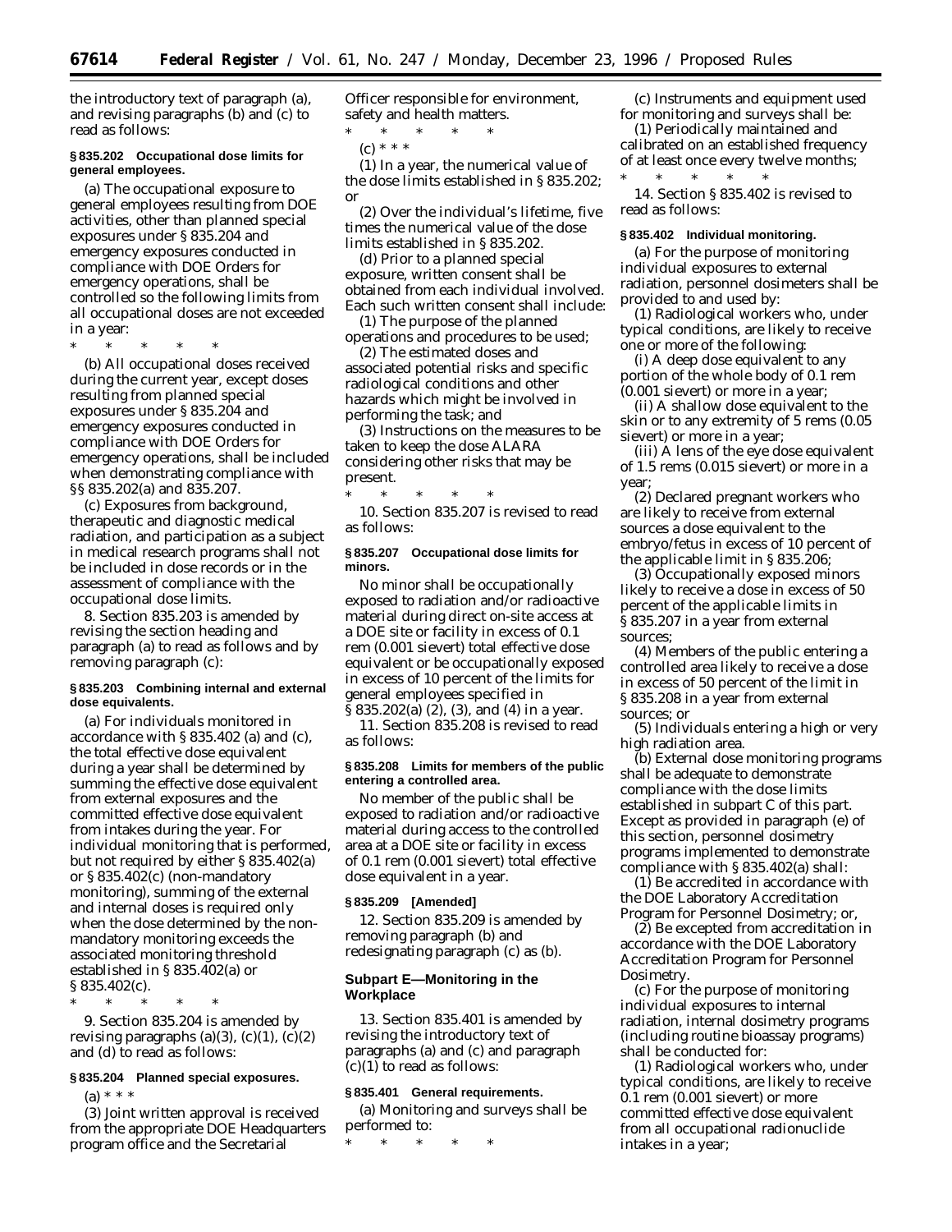the introductory text of paragraph (a), and revising paragraphs (b) and (c) to read as follows:

**§ 835.202 Occupational dose limits for general employees.**

(a) The occupational exposure to general employees resulting from DOE activities, other than planned special exposures under § 835.204 and emergency exposures conducted in compliance with DOE Orders for emergency operations, shall be controlled so the following limits from all occupational doses are not exceeded in a year:

\* \* \* \* \*

(b) All occupational doses received during the current year, except doses resulting from planned special exposures under § 835.204 and emergency exposures conducted in compliance with DOE Orders for emergency operations, shall be included when demonstrating compliance with §§ 835.202(a) and 835.207.

(c) Exposures from background, therapeutic and diagnostic medical radiation, and participation as a subject in medical research programs shall not be included in dose records or in the assessment of compliance with the occupational dose limits.

8. Section 835.203 is amended by revising the section heading and paragraph (a) to read as follows and by removing paragraph (c):

**§ 835.203 Combining internal and external dose equivalents.**

(a) For individuals monitored in accordance with § 835.402 (a) and (c), the total effective dose equivalent during a year shall be determined by summing the effective dose equivalent from external exposures and the committed effective dose equivalent from intakes during the year. For individual monitoring that is performed, but not required by either § 835.402(a) or § 835.402(c) (non-mandatory monitoring), summing of the external and internal doses is required only when the dose determined by the non-mandatory monitoring exceeds the associated monitoring threshold established in § 835.402(a) or § 835.402(c).

\* \* \* \* \*

9. Section 835.204 is amended by revising paragraphs (a)(3), (c)(1), (c)(2) and (d) to read as follows:

**§ 835.204 Planned special exposures.**

(a) \* \* \*

(3) Joint written approval is received from the appropriate DOE Headquarters program office and the Secretarial Officer responsible for environment, safety and health matters.

\* \* \* \* \*

(c) \* \* \*

(1) In a year, the numerical value of the dose limits established in § 835.202; or

(2) Over the individual's lifetime, five times the numerical value of the dose limits established in § 835.202.

(d) Prior to a planned special exposure, written consent shall be obtained from each individual involved. Each such written consent shall include:

(1) The purpose of the planned operations and procedures to be used;

(2) The estimated doses and associated potential risks and specific radiological conditions and other hazards which might be involved in performing the task; and

(3) Instructions on the measures to be taken to keep the dose ALARA considering other risks that may be present.

\* \* \* \* \*

10. Section 835.207 is revised to read as follows:

**§ 835.207 Occupational dose limits for minors.**

No minor shall be occupationally exposed to radiation and/or radioactive material during direct on-site access at a DOE site or facility in excess of 0.1 rem (0.001 sievert) total effective dose equivalent or be occupationally exposed in excess of 10 percent of the limits for general employees specified in § 835.202(a) (2), (3), and (4) in a year.

11. Section 835.208 is revised to read as follows:

**§ 835.208 Limits for members of the public entering a controlled area.**

No member of the public shall be exposed to radiation and/or radioactive material during access to the controlled area at a DOE site or facility in excess of 0.1 rem (0.001 sievert) total effective dose equivalent in a year.

**§ 835.209 [Amended]**

12. Section 835.209 is amended by removing paragraph (b) and redesignating paragraph (c) as (b).

## Subpart E—Monitoring in the Workplace

13. Section 835.401 is amended by revising the introductory text of paragraphs (a) and (c) and paragraph (c)(1) to read as follows:

**§ 835.401 General requirements.**

(a) Monitoring and surveys shall be performed to:

\* \* \* \* \*

(c) Instruments and equipment used for monitoring and surveys shall be:

(1) Periodically maintained and calibrated on an established frequency of at least once every twelve months;

\* \* \* \* \*

14. Section § 835.402 is revised to read as follows:

**§ 835.402 Individual monitoring.**

(a) For the purpose of monitoring individual exposures to external radiation, personnel dosimeters shall be provided to and used by:

(1) Radiological workers who, under typical conditions, are likely to receive one or more of the following:

(i) A deep dose equivalent to any portion of the whole body of 0.1 rem (0.001 sievert) or more in a year;

(ii) A shallow dose equivalent to the skin or to any extremity of 5 rems (0.05 sievert) or more in a year;

(iii) A lens of the eye dose equivalent of 1.5 rems (0.015 sievert) or more in a year;

(2) Declared pregnant workers who are likely to receive from external sources a dose equivalent to the embryo/fetus in excess of 10 percent of the applicable limit in § 835.206;

(3) Occupationally exposed minors likely to receive a dose in excess of 50 percent of the applicable limits in § 835.207 in a year from external sources;

(4) Members of the public entering a controlled area likely to receive a dose in excess of 50 percent of the limit in § 835.208 in a year from external sources; or

(5) Individuals entering a high or very high radiation area.

(b) External dose monitoring programs shall be adequate to demonstrate compliance with the dose limits established in subpart C of this part. Except as provided in paragraph (e) of this section, personnel dosimetry programs implemented to demonstrate compliance with § 835.402(a) shall:

(1) Be accredited in accordance with the DOE Laboratory Accreditation Program for Personnel Dosimetry; or,

(2) Be excepted from accreditation in accordance with the DOE Laboratory Accreditation Program for Personnel Dosimetry.

(c) For the purpose of monitoring individual exposures to internal radiation, internal dosimetry programs (including routine bioassay programs) shall be conducted for:

(1) Radiological workers who, under typical conditions, are likely to receive 0.1 rem (0.001 sievert) or more committed effective dose equivalent from all occupational radionuclide intakes in a year;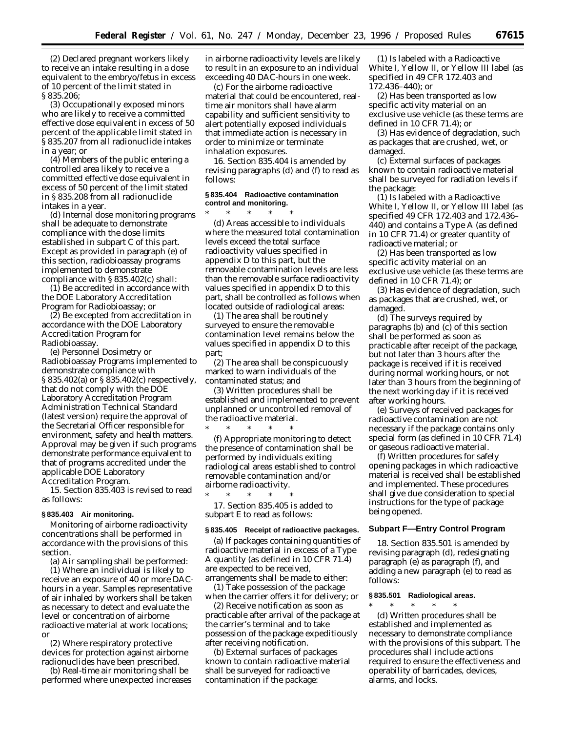(2) Declared pregnant workers likely to receive an intake resulting in a dose equivalent to the embryo/fetus in excess of 10 percent of the limit stated in § 835.206;

(3) Occupationally exposed minors who are likely to receive a committed effective dose equivalent in excess of 50 percent of the applicable limit stated in § 835.207 from all radionuclide intakes in a year; or

(4) Members of the public entering a controlled area likely to receive a committed effective dose equivalent in excess of 50 percent of the limit stated in § 835.208 from all radionuclide intakes in a year.

(d) Internal dose monitoring programs shall be adequate to demonstrate compliance with the dose limits established in subpart C of this part. Except as provided in paragraph (e) of this section, radiobioassay programs implemented to demonstrate compliance with § 835.402(c) shall:

(1) Be accredited in accordance with the DOE Laboratory Accreditation Program for Radiobioassay; or

(2) Be excepted from accreditation in accordance with the DOE Laboratory Accreditation Program for Radiobioassay.

(e) Personnel Dosimetry or Radiobioassay Programs implemented to demonstrate compliance with § 835.402(a) or § 835.402(c) respectively, that do not comply with the DOE Laboratory Accreditation Program Administration Technical Standard (latest version) require the approval of the Secretarial Officer responsible for environment, safety and health matters. Approval may be given if such programs demonstrate performance equivalent to that of programs accredited under the applicable DOE Laboratory Accreditation Program.

15. Section 835.403 is revised to read as follows:

**§ 835.403 Air monitoring.**

Monitoring of airborne radioactivity concentrations shall be performed in accordance with the provisions of this section.

(a) Air sampling shall be performed:

(1) Where an individual is likely to receive an exposure of 40 or more DAC-hours in a year. Samples representative of air inhaled by workers shall be taken as necessary to detect and evaluate the level or concentration of airborne radioactive material at work locations; or

(2) Where respiratory protective devices for protection against airborne radionuclides have been prescribed.

(b) Real-time air monitoring shall be performed where unexpected increases in airborne radioactivity levels are likely to result in an exposure to an individual exceeding 40 DAC-hours in one week.

(c) For the airborne radioactive material that could be encountered, real-time air monitors shall have alarm capability and sufficient sensitivity to alert potentially exposed individuals that immediate action is necessary in order to minimize or terminate inhalation exposures.

16. Section 835.404 is amended by revising paragraphs (d) and (f) to read as follows:

**§ 835.404 Radioactive contamination control and monitoring.**

\* \* \* \* \*

(d) Areas accessible to individuals where the measured total contamination levels exceed the total surface radioactivity values specified in appendix D to this part, but the removable contamination levels are less than the removable surface radioactivity values specified in appendix D to this part, shall be controlled as follows when located outside of radiological areas:

(1) The area shall be routinely surveyed to ensure the removable contamination level remains below the values specified in appendix D to this part;

(2) The area shall be conspicuously marked to warn individuals of the contaminated status; and

(3) Written procedures shall be established and implemented to prevent unplanned or uncontrolled removal of the radioactive material.

\* \* \* \* \*

(f) Appropriate monitoring to detect the presence of contamination shall be performed by individuals exiting radiological areas established to control removable contamination and/or airborne radioactivity.

\* \* \* \* \*

17. Section 835.405 is added to subpart E to read as follows:

**§ 835.405 Receipt of radioactive packages.**

(a) If packages containing quantities of radioactive material in excess of a Type A quantity (as defined in 10 CFR 71.4) are expected to be received, arrangements shall be made to either:

(1) Take possession of the package when the carrier offers it for delivery; or

(2) Receive notification as soon as practicable after arrival of the package at the carrier's terminal and to take possession of the package expeditiously after receiving notification.

(b) External surfaces of packages known to contain radioactive material shall be surveyed for radioactive contamination if the package:

(1) Is labeled with a Radioactive White I, Yellow II, or Yellow III label (as specified in 49 CFR 172.403 and 172.436–440); or

(2) Has been transported as low specific activity material on an exclusive use vehicle (as these terms are defined in 10 CFR 71.4); or

(3) Has evidence of degradation, such as packages that are crushed, wet, or damaged.

(c) External surfaces of packages known to contain radioactive material shall be surveyed for radiation levels if the package:

(1) Is labeled with a Radioactive White I, Yellow II, or Yellow III label (as specified 49 CFR 172.403 and 172.436–440) and contains a Type A (as defined in 10 CFR 71.4) or greater quantity of radioactive material; or

(2) Has been transported as low specific activity material on an exclusive use vehicle (as these terms are defined in 10 CFR 71.4); or

(3) Has evidence of degradation, such as packages that are crushed, wet, or damaged.

(d) The surveys required by paragraphs (b) and (c) of this section shall be performed as soon as practicable after receipt of the package, but not later than 3 hours after the package is received if it is received during normal working hours, or not later than 3 hours from the beginning of the next working day if it is received after working hours.

(e) Surveys of received packages for radioactive contamination are not necessary if the package contains only special form (as defined in 10 CFR 71.4) or gaseous radioactive material.

(f) Written procedures for safely opening packages in which radioactive material is received shall be established and implemented. These procedures shall give due consideration to special instructions for the type of package being opened.

## Subpart F—Entry Control Program

18. Section 835.501 is amended by revising paragraph (d), redesignating paragraph (e) as paragraph (f), and adding a new paragraph (e) to read as follows:

**§ 835.501 Radiological areas.**

\* \* \* \* \*

(d) Written procedures shall be established and implemented as necessary to demonstrate compliance with the provisions of this subpart. The procedures shall include actions required to ensure the effectiveness and operability of barricades, devices, alarms, and locks.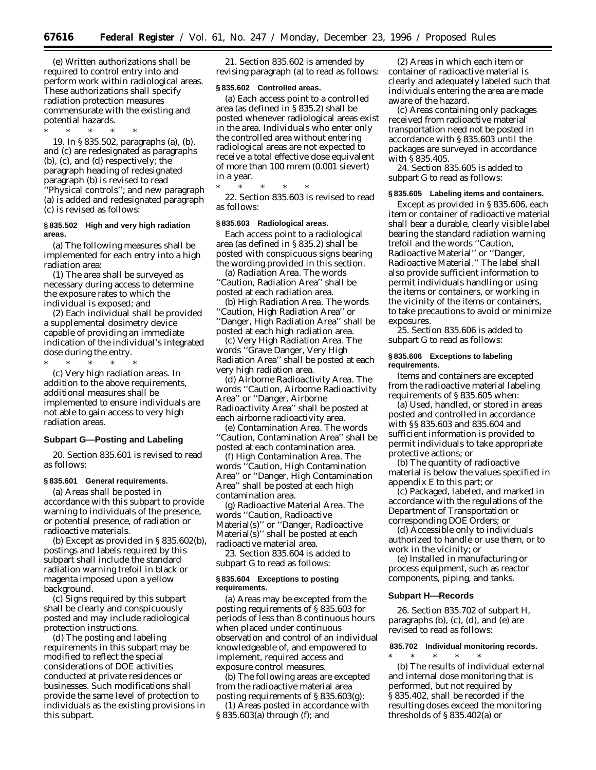(e) Written authorizations shall be required to control entry into and perform work within radiological areas. These authorizations shall specify radiation protection measures commensurate with the existing and potential hazards.

* * * * *

19. In § 835.502, paragraphs (a), (b), and (c) are redesignated as paragraphs (b), (c), and (d) respectively; the paragraph heading of redesignated paragraph (b) is revised to read ''Physical controls''; and new paragraph (a) is added and redesignated paragraph (c) is revised as follows:

**§ 835.502 High and very high radiation areas.**

(a) The following measures shall be implemented for each entry into a high radiation area:

(1) The area shall be surveyed as necessary during access to determine the exposure rates to which the individual is exposed; and

(2) Each individual shall be provided a supplemental dosimetry device capable of providing an immediate indication of the individual's integrated dose during the entry.

* * * * *

(c) *Very high radiation areas.* In addition to the above requirements, additional measures shall be implemented to ensure individuals are not able to gain access to very high radiation areas.

## Subpart G—Posting and Labeling

20. Section 835.601 is revised to read as follows:

**§ 835.601 General requirements.**

(a) Areas shall be posted in accordance with this subpart to provide warning to individuals of the presence, or potential presence, of radiation or radioactive materials.

(b) Except as provided in § 835.602(b), postings and labels required by this subpart shall include the standard radiation warning trefoil in black or magenta imposed upon a yellow background.

(c) Signs required by this subpart shall be clearly and conspicuously posted and may include radiological protection instructions.

(d) The posting and labeling requirements in this subpart may be modified to reflect the special considerations of DOE activities conducted at private residences or businesses. Such modifications shall provide the same level of protection to individuals as the existing provisions in this subpart.

21. Section 835.602 is amended by revising paragraph (a) to read as follows:

**§ 835.602 Controlled areas.**

(a) Each access point to a controlled area (as defined in § 835.2) shall be posted whenever radiological areas exist in the area. Individuals who enter only the controlled area without entering radiological areas are not expected to receive a total effective dose equivalent of more than 100 mrem (0.001 sievert) in a year.

* * * * *

22. Section 835.603 is revised to read as follows:

**§ 835.603 Radiological areas.**

Each access point to a radiological area (as defined in § 835.2) shall be posted with conspicuous signs bearing the wording provided in this section.

(a) *Radiation Area.* The words ''Caution, Radiation Area'' shall be posted at each radiation area.

(b) *High Radiation Area.* The words ''Caution, High Radiation Area'' or ''Danger, High Radiation Area'' shall be posted at each high radiation area.

(c) *Very High Radiation Area.* The words ''Grave Danger, Very High Radiation Area'' shall be posted at each very high radiation area.

(d) *Airborne Radioactivity Area.* The words ''Caution, Airborne Radioactivity Area'' or ''Danger, Airborne Radioactivity Area'' shall be posted at each airborne radioactivity area.

(e) *Contamination Area.* The words ''Caution, Contamination Area'' shall be posted at each contamination area.

(f) *High Contamination Area.* The words ''Caution, High Contamination Area'' or ''Danger, High Contamination Area'' shall be posted at each high contamination area.

(g) *Radioactive Material Area.* The words ''Caution, Radioactive Material(s)'' or ''Danger, Radioactive Material(s)'' shall be posted at each radioactive material area.

23. Section 835.604 is added to subpart G to read as follows:

**§ 835.604 Exceptions to posting requirements.**

(a) Areas may be excepted from the posting requirements of § 835.603 for periods of less than 8 continuous hours when placed under continuous observation and control of an individual knowledgeable of, and empowered to implement, required access and exposure control measures.

(b) The following areas are excepted from the radioactive material area posting requirements of § 835.603(g):

(1) Areas posted in accordance with § 835.603(a) through (f); and

(2) Areas in which each item or container of radioactive material is clearly and adequately labeled such that individuals entering the area are made aware of the hazard.

(c) Areas containing only packages received from radioactive material transportation need not be posted in accordance with § 835.603 until the packages are surveyed in accordance with § 835.405.

24. Section 835.605 is added to subpart G to read as follows:

**§ 835.605 Labeling items and containers.**

Except as provided in § 835.606, each item or container of radioactive material shall bear a durable, clearly visible label bearing the standard radiation warning trefoil and the words ''Caution, Radioactive Material'' or ''Danger, Radioactive Material.'' The label shall also provide sufficient information to permit individuals handling or using the items or containers, or working in the vicinity of the items or containers, to take precautions to avoid or minimize exposures.

25. Section 835.606 is added to subpart G to read as follows:

**§ 835.606 Exceptions to labeling requirements.**

Items and containers are excepted from the radioactive material labeling requirements of § 835.605 when:

(a) Used, handled, or stored in areas posted and controlled in accordance with §§ 835.603 and 835.604 and sufficient information is provided to permit individuals to take appropriate protective actions; or

(b) The quantity of radioactive material is below the values specified in appendix E to this part; or

(c) Packaged, labeled, and marked in accordance with the regulations of the Department of Transportation or corresponding DOE Orders; or

(d) Accessible only to individuals authorized to handle or use them, or to work in the vicinity; or

(e) Installed in manufacturing or process equipment, such as reactor components, piping, and tanks.

## Subpart H—Records

26. Section 835.702 of subpart H, paragraphs (b), (c), (d), and (e) are revised to read as follows:

**835.702 Individual monitoring records.**

* * * * *

(b) The results of individual external and internal dose monitoring that is performed, but not required by § 835.402, shall be recorded if the resulting doses exceed the monitoring thresholds of § 835.402(a) or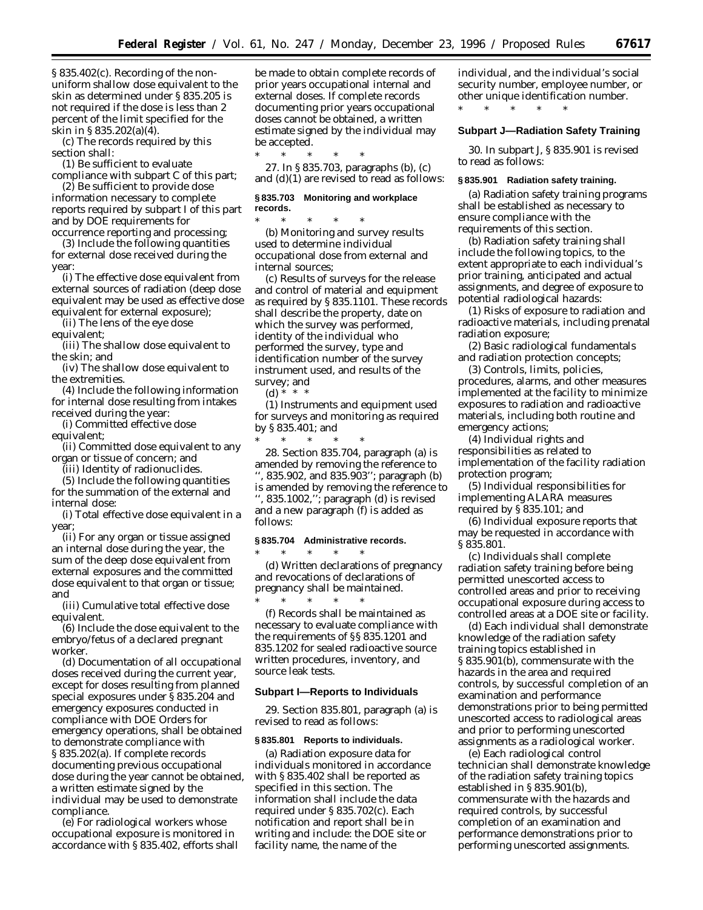§ 835.402(c). Recording of the non-uniform shallow dose equivalent to the skin as determined under § 835.205 is not required if the dose is less than 2 percent of the limit specified for the skin in § 835.202(a)(4).

(c) The records required by this section shall:

(1) Be sufficient to evaluate compliance with subpart C of this part;

(2) Be sufficient to provide dose information necessary to complete reports required by subpart I of this part and by DOE requirements for occurrence reporting and processing;

(3) Include the following quantities for external dose received during the year:

(i) The effective dose equivalent from external sources of radiation (deep dose equivalent may be used as effective dose equivalent for external exposure);

(ii) The lens of the eye dose equivalent;

(iii) The shallow dose equivalent to the skin; and

(iv) The shallow dose equivalent to the extremities.

(4) Include the following information for internal dose resulting from intakes received during the year:

(i) Committed effective dose equivalent;

(ii) Committed dose equivalent to any organ or tissue of concern; and

(iii) Identity of radionuclides.

(5) Include the following quantities for the summation of the external and internal dose:

(i) Total effective dose equivalent in a year;

(ii) For any organ or tissue assigned an internal dose during the year, the sum of the deep dose equivalent from external exposures and the committed dose equivalent to that organ or tissue; and

(iii) Cumulative total effective dose equivalent.

(6) Include the dose equivalent to the embryo/fetus of a declared pregnant worker.

(d) Documentation of all occupational doses received during the current year, except for doses resulting from planned special exposures under § 835.204 and emergency exposures conducted in compliance with DOE Orders for emergency operations, shall be obtained to demonstrate compliance with § 835.202(a). If complete records documenting previous occupational dose during the year cannot be obtained, a written estimate signed by the individual may be used to demonstrate compliance.

(e) For radiological workers whose occupational exposure is monitored in accordance with § 835.402, efforts shall be made to obtain complete records of prior years occupational internal and external doses. If complete records documenting prior years occupational doses cannot be obtained, a written estimate signed by the individual may be accepted.

\* \* \* \* \*

27. In § 835.703, paragraphs (b), (c) and (d)(1) are revised to read as follows:

**§ 835.703 Monitoring and workplace records.**

\* \* \* \* \*

(b) Monitoring and survey results used to determine individual occupational dose from external and internal sources;

(c) Results of surveys for the release and control of material and equipment as required by § 835.1101. These records shall describe the property, date on which the survey was performed, identity of the individual who performed the survey, type and identification number of the survey instrument used, and results of the survey; and

(d) \* \* \*

(1) Instruments and equipment used for surveys and monitoring as required by § 835.401; and

\* \* \* \* \*

28. Section 835.704, paragraph (a) is amended by removing the reference to '', 835.902, and 835.903''; paragraph (b) is amended by removing the reference to '', 835.1002,''; paragraph (d) is revised and a new paragraph (f) is added as follows:

**§ 835.704 Administrative records.**

\* \* \* \* \*

(d) Written declarations of pregnancy and revocations of declarations of pregnancy shall be maintained.

\* \* \* \* \*

(f) Records shall be maintained as necessary to evaluate compliance with the requirements of §§ 835.1201 and 835.1202 for sealed radioactive source written procedures, inventory, and source leak tests.

**Subpart I—Reports to Individuals**

29. Section 835.801, paragraph (a) is revised to read as follows:

**§ 835.801 Reports to individuals.**

(a) Radiation exposure data for individuals monitored in accordance with § 835.402 shall be reported as specified in this section. The information shall include the data required under § 835.702(c). Each notification and report shall be in writing and include: the DOE site or facility name, the name of the individual, and the individual's social security number, employee number, or other unique identification number.

\* \* \* \* \*

**Subpart J—Radiation Safety Training**

30. In subpart J, § 835.901 is revised to read as follows:

**§ 835.901 Radiation safety training.**

(a) Radiation safety training programs shall be established as necessary to ensure compliance with the requirements of this section.

(b) Radiation safety training shall include the following topics, to the extent appropriate to each individual's prior training, anticipated and actual assignments, and degree of exposure to potential radiological hazards:

(1) Risks of exposure to radiation and radioactive materials, including prenatal radiation exposure;

(2) Basic radiological fundamentals and radiation protection concepts;

(3) Controls, limits, policies, procedures, alarms, and other measures implemented at the facility to minimize exposures to radiation and radioactive materials, including both routine and emergency actions;

(4) Individual rights and responsibilities as related to implementation of the facility radiation protection program;

(5) Individual responsibilities for implementing ALARA measures required by § 835.101; and

(6) Individual exposure reports that may be requested in accordance with § 835.801.

(c) Individuals shall complete radiation safety training before being permitted unescorted access to controlled areas and prior to receiving occupational exposure during access to controlled areas at a DOE site or facility.

(d) Each individual shall demonstrate knowledge of the radiation safety training topics established in § 835.901(b), commensurate with the hazards in the area and required controls, by successful completion of an examination and performance demonstrations prior to being permitted unescorted access to radiological areas and prior to performing unescorted assignments as a radiological worker.

(e) Each radiological control technician shall demonstrate knowledge of the radiation safety training topics established in § 835.901(b), commensurate with the hazards and required controls, by successful completion of an examination and performance demonstrations prior to performing unescorted assignments.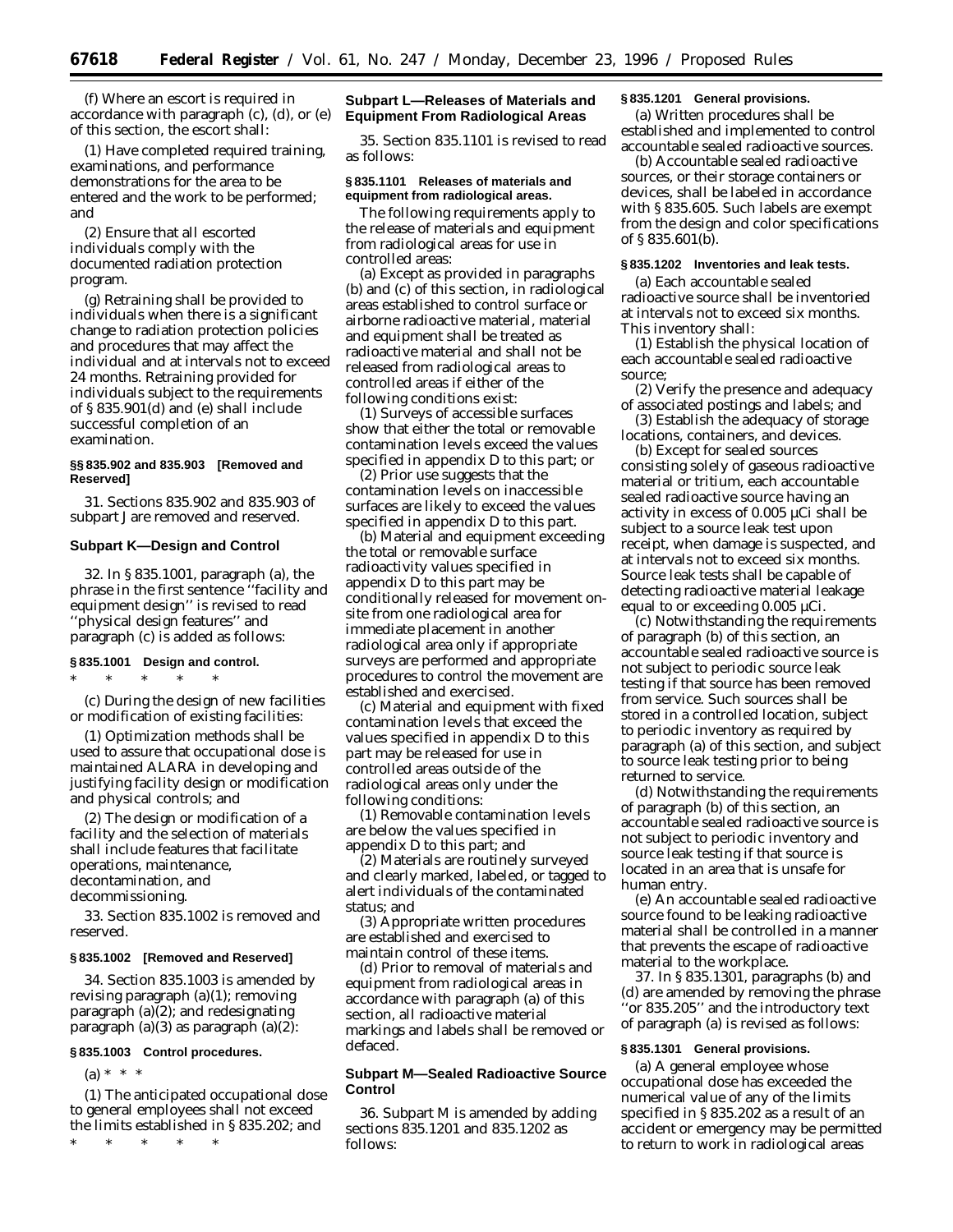(f) Where an escort is required in accordance with paragraph (c), (d), or (e) of this section, the escort shall:

(1) Have completed required training, examinations, and performance demonstrations for the area to be entered and the work to be performed; and

(2) Ensure that all escorted individuals comply with the documented radiation protection program.

(g) Retraining shall be provided to individuals when there is a significant change to radiation protection policies and procedures that may affect the individual and at intervals not to exceed 24 months. Retraining provided for individuals subject to the requirements of § 835.901(d) and (e) shall include successful completion of an examination.

**§§ 835.902 and 835.903 [Removed and Reserved]**

31. Sections 835.902 and 835.903 of subpart J are removed and reserved.

## Subpart K—Design and Control

32. In § 835.1001, paragraph (a), the phrase in the first sentence ''facility and equipment design'' is revised to read ''physical design features'' and paragraph (c) is added as follows:

**§ 835.1001 Design and control.**

\* \* \* \* \*

(c) During the design of new facilities or modification of existing facilities:

(1) Optimization methods shall be used to assure that occupational dose is maintained ALARA in developing and justifying facility design or modification and physical controls; and

(2) The design or modification of a facility and the selection of materials shall include features that facilitate operations, maintenance, decontamination, and decommissioning.

33. Section 835.1002 is removed and reserved.

**§ 835.1002 [Removed and Reserved]**

34. Section 835.1003 is amended by revising paragraph (a)(1); removing paragraph (a)(2); and redesignating paragraph (a)(3) as paragraph (a)(2):

**§ 835.1003 Control procedures.**

(a) \* \* \*

(1) The anticipated occupational dose to general employees shall not exceed the limits established in § 835.202; and

\* \* \* \* \*

## Subpart L—Releases of Materials and Equipment From Radiological Areas

35. Section 835.1101 is revised to read as follows:

**§ 835.1101 Releases of materials and equipment from radiological areas.**

The following requirements apply to the release of materials and equipment from radiological areas for use in controlled areas:

(a) Except as provided in paragraphs (b) and (c) of this section, in radiological areas established to control surface or airborne radioactive material, material and equipment shall be treated as radioactive material and shall not be released from radiological areas to controlled areas if either of the following conditions exist:

(1) Surveys of accessible surfaces show that either the total or removable contamination levels exceed the values specified in appendix D to this part; or

(2) Prior use suggests that the contamination levels on inaccessible surfaces are likely to exceed the values specified in appendix D to this part.

(b) Material and equipment exceeding the total or removable surface radioactivity values specified in appendix D to this part may be conditionally released for movement on-site from one radiological area for immediate placement in another radiological area only if appropriate surveys are performed and appropriate procedures to control the movement are established and exercised.

(c) Material and equipment with fixed contamination levels that exceed the values specified in appendix D to this part may be released for use in controlled areas outside of the radiological areas only under the following conditions:

(1) Removable contamination levels are below the values specified in appendix D to this part; and

(2) Materials are routinely surveyed and clearly marked, labeled, or tagged to alert individuals of the contaminated status; and

(3) Appropriate written procedures are established and exercised to maintain control of these items.

(d) Prior to removal of materials and equipment from radiological areas in accordance with paragraph (a) of this section, all radioactive material markings and labels shall be removed or defaced.

## Subpart M—Sealed Radioactive Source Control

36. Subpart M is amended by adding sections 835.1201 and 835.1202 as follows:

**§ 835.1201 General provisions.**

(a) Written procedures shall be established and implemented to control accountable sealed radioactive sources.

(b) Accountable sealed radioactive sources, or their storage containers or devices, shall be labeled in accordance with § 835.605. Such labels are exempt from the design and color specifications of § 835.601(b).

**§ 835.1202 Inventories and leak tests.**

(a) Each accountable sealed radioactive source shall be inventoried at intervals not to exceed six months. This inventory shall:

(1) Establish the physical location of each accountable sealed radioactive source;

(2) Verify the presence and adequacy of associated postings and labels; and

(3) Establish the adequacy of storage locations, containers, and devices.

(b) Except for sealed sources consisting solely of gaseous radioactive material or tritium, each accountable sealed radioactive source having an activity in excess of 0.005 μCi shall be subject to a source leak test upon receipt, when damage is suspected, and at intervals not to exceed six months. Source leak tests shall be capable of detecting radioactive material leakage equal to or exceeding 0.005 μCi.

(c) Notwithstanding the requirements of paragraph (b) of this section, an accountable sealed radioactive source is not subject to periodic source leak testing if that source has been removed from service. Such sources shall be stored in a controlled location, subject to periodic inventory as required by paragraph (a) of this section, and subject to source leak testing prior to being returned to service.

(d) Notwithstanding the requirements of paragraph (b) of this section, an accountable sealed radioactive source is not subject to periodic inventory and source leak testing if that source is located in an area that is unsafe for human entry.

(e) An accountable sealed radioactive source found to be leaking radioactive material shall be controlled in a manner that prevents the escape of radioactive material to the workplace.

37. In § 835.1301, paragraphs (b) and (d) are amended by removing the phrase ''or 835.205'' and the introductory text of paragraph (a) is revised as follows:

**§ 835.1301 General provisions.**

(a) A general employee whose occupational dose has exceeded the numerical value of any of the limits specified in § 835.202 as a result of an accident or emergency may be permitted to return to work in radiological areas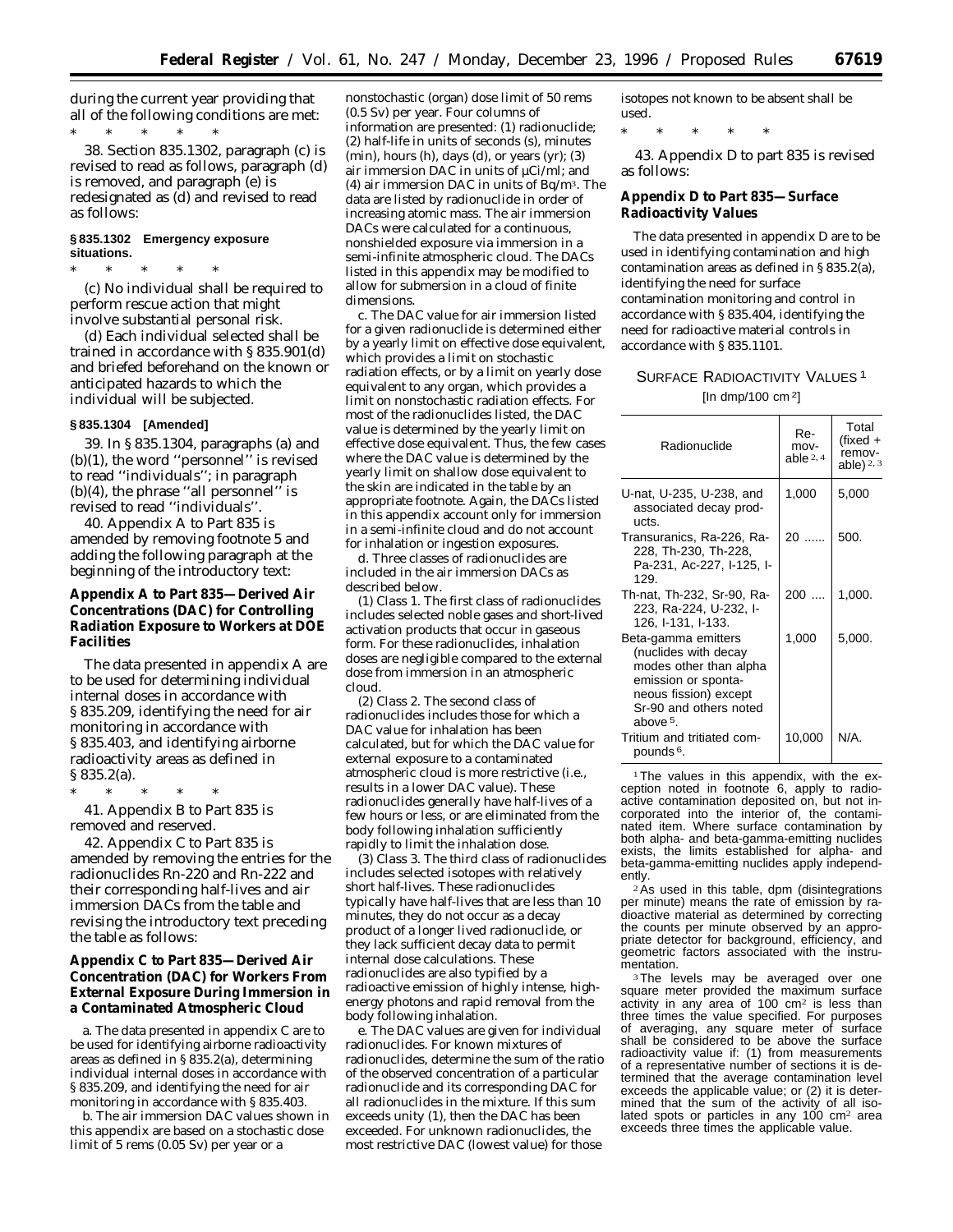during the current year providing that all of the following conditions are met:

\* \* \* \* \*

38. Section 835.1302, paragraph (c) is revised to read as follows, paragraph (d) is removed, and paragraph (e) is redesignated as (d) and revised to read as follows:

### § 835.1302 Emergency exposure situations.

\* \* \* \* \*

(c) No individual shall be required to perform rescue action that might involve substantial personal risk.

(d) Each individual selected shall be trained in accordance with § 835.901(d) and briefed beforehand on the known or anticipated hazards to which the individual will be subjected.

### § 835.1304 [Amended]

39. In § 835.1304, paragraphs (a) and (b)(1), the word ''personnel'' is revised to read ''individuals''; in paragraph (b)(4), the phrase ''all personnel'' is revised to read ''individuals''.

40. Appendix A to Part 835 is amended by removing footnote 5 and adding the following paragraph at the beginning of the introductory text:

## Appendix A to Part 835—Derived Air Concentrations (DAC) for Controlling Radiation Exposure to Workers at DOE Facilities

The data presented in appendix A are to be used for determining individual internal doses in accordance with § 835.209, identifying the need for air monitoring in accordance with § 835.403, and identifying airborne radioactivity areas as defined in § 835.2(a).

\* \* \* \* \*

41. Appendix B to Part 835 is removed and reserved.

42. Appendix C to Part 835 is amended by removing the entries for the radionuclides Rn-220 and Rn-222 and their corresponding half-lives and air immersion DACs from the table and revising the introductory text preceding the table as follows:

## Appendix C to Part 835—Derived Air Concentration (DAC) for Workers From External Exposure During Immersion in a Contaminated Atmospheric Cloud

a. The data presented in appendix C are to be used for identifying airborne radioactivity areas as defined in § 835.2(a), determining individual internal doses in accordance with § 835.209, and identifying the need for air monitoring in accordance with § 835.403.

b. The air immersion DAC values shown in this appendix are based on a stochastic dose limit of 5 rems (0.05 Sv) per year or a nonstochastic (organ) dose limit of 50 rems (0.5 Sv) per year. Four columns of information are presented: (1) radionuclide; (2) half-life in units of seconds (s), minutes (min), hours (h), days (d), or years (yr); (3) air immersion DAC in units of μCi/ml; and (4) air immersion DAC in units of Bq/m$^3$. The data are listed by radionuclide in order of increasing atomic mass. The air immersion DACs were calculated for a continuous, nonshielded exposure via immersion in a semi-infinite atmospheric cloud. The DACs listed in this appendix may be modified to allow for submersion in a cloud of finite dimensions.

c. The DAC value for air immersion listed for a given radionuclide is determined either by a yearly limit on effective dose equivalent, which provides a limit on stochastic radiation effects, or by a limit on yearly dose equivalent to any organ, which provides a limit on nonstochastic radiation effects. For most of the radionuclides listed, the DAC value is determined by the yearly limit on effective dose equivalent. Thus, the few cases where the DAC value is determined by the yearly limit on shallow dose equivalent to the skin are indicated in the table by an appropriate footnote. Again, the DACs listed in this appendix account only for immersion in a semi-infinite cloud and do not account for inhalation or ingestion exposures.

d. Three classes of radionuclides are included in the air immersion DACs as described below.

(1) Class 1. The first class of radionuclides includes selected noble gases and short-lived activation products that occur in gaseous form. For these radionuclides, inhalation doses are negligible compared to the external dose from immersion in an atmospheric cloud.

(2) Class 2. The second class of radionuclides includes those for which a DAC value for inhalation has been calculated, but for which the DAC value for external exposure to a contaminated atmospheric cloud is more restrictive (i.e., results in a lower DAC value). These radionuclides generally have half-lives of a few hours or less, or are eliminated from the body following inhalation sufficiently rapidly to limit the inhalation dose.

(3) Class 3. The third class of radionuclides includes selected isotopes with relatively short half-lives. These radionuclides typically have half-lives that are less than 10 minutes, they do not occur as a decay product of a longer lived radionuclide, or they lack sufficient decay data to permit internal dose calculations. These radionuclides are also typified by a radioactive emission of highly intense, high-energy photons and rapid removal from the body following inhalation.

e. The DAC values are given for individual radionuclides. For known mixtures of radionuclides, determine the sum of the ratio of the observed concentration of a particular radionuclide and its corresponding DAC for all radionuclides in the mixture. If this sum exceeds unity (1), then the DAC has been exceeded. For unknown radionuclides, the most restrictive DAC (lowest value) for those isotopes not known to be absent shall be used.

\* \* \* \* \*

43. Appendix D to part 835 is revised as follows:

## Appendix D to Part 835—Surface Radioactivity Values

The data presented in appendix D are to be used in identifying contamination and high contamination areas as defined in § 835.2(a), identifying the need for surface contamination monitoring and control in accordance with § 835.404, identifying the need for radioactive material controls in accordance with § 835.1101.

SURFACE RADIOACTIVITY VALUES [1]

[In dmp/100 cm$^2$]

| Radionuclide | Removable [2,4] | Total (fixed + removable) [2,3] |
|---|---|---|
| U-nat, U-235, U-238, and associated decay products. | 1,000 | 5,000 |
| Transuranics, Ra-226, Ra-228, Th-230, Th-228, Pa-231, Ac-227, I-125, I-129. | 20 | 500. |
| Th-nat, Th-232, Sr-90, Ra-223, Ra-224, U-232, I-126, I-131, I-133. | 200 | 1,000. |
| Beta-gamma emitters (nuclides with decay modes other than alpha emission or spontaneous fission) except Sr-90 and others noted above [5]. | 1,000 | 5,000. |
| Tritium and tritiated compounds [6]. | 10,000 | N/A. |

[1] The values in this appendix, with the exception noted in footnote 6, apply to radioactive contamination deposited on, but not incorporated into the interior of, the contaminated item. Where surface contamination by both alpha- and beta-gamma-emitting nuclides exists, the limits established for alpha- and beta-gamma-emitting nuclides apply independently.

[2] As used in this table, dpm (disintegrations per minute) means the rate of emission by radioactive material as determined by correcting the counts per minute observed by an appropriate detector for background, efficiency, and geometric factors associated with the instrumentation.

[3] The levels may be averaged over one square meter provided the maximum surface activity in any area of 100 cm$^2$ is less than three times the value specified. For purposes of averaging, any square meter of surface shall be considered to be above the surface radioactivity value if: (1) from measurements of a representative number of sections it is determined that the average contamination level exceeds the applicable value; or (2) it is determined that the sum of the activity of all isolated spots or particles in any 100 cm$^2$ area exceeds three times the applicable value.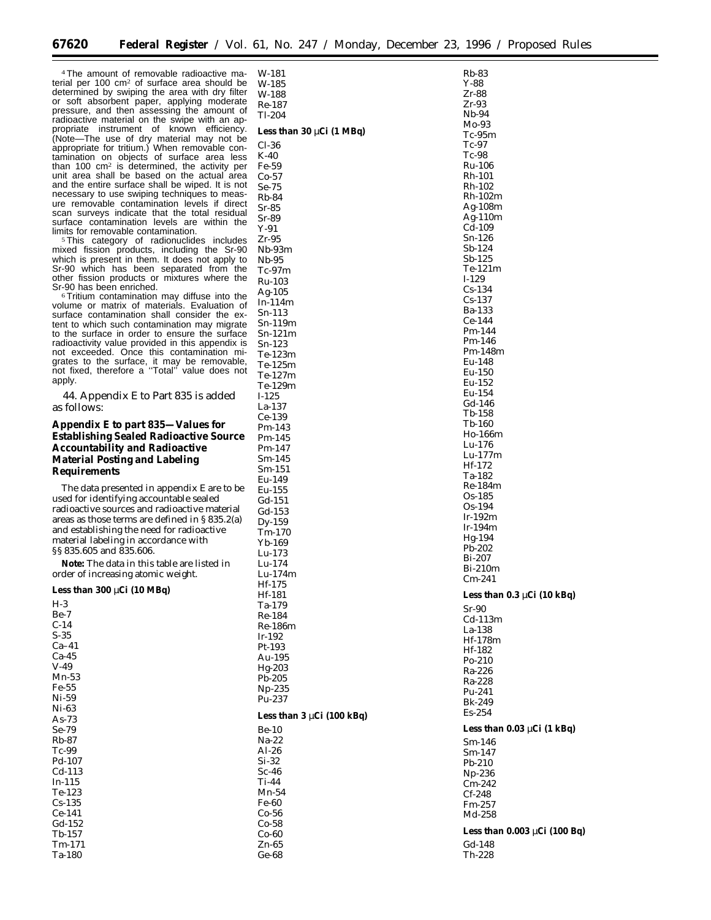[4] The amount of removable radioactive material per 100 cm[2] of surface area should be determined by swiping the area with dry filter or soft absorbent paper, applying moderate pressure, and then assessing the amount of radioactive material on the swipe with an appropriate instrument of known efficiency. (Note—The use of dry material may not be appropriate for tritium.) When removable contamination on objects of surface area less than 100 cm[2] is determined, the activity per unit area shall be based on the actual area and the entire surface shall be wiped. It is not necessary to use swiping techniques to measure removable contamination levels if direct scan surveys indicate that the total residual surface contamination levels are within the limits for removable contamination.

[5] This category of radionuclides includes mixed fission products, including the Sr-90 which is present in them. It does not apply to Sr-90 which has been separated from the other fission products or mixtures where the Sr-90 has been enriched.

[6] Tritium contamination may diffuse into the volume or matrix of materials. Evaluation of surface contamination shall consider the extent to which such contamination may migrate to the surface in order to ensure the surface radioactivity value provided in this appendix is not exceeded. Once this contamination migrates to the surface, it may be removable, not fixed, therefore a ''Total'' value does not apply.

44. Appendix E to Part 835 is added as follows:

## Appendix E to part 835—Values for Establishing Sealed Radioactive Source Accountability and Radioactive Material Posting and Labeling Requirements

The data presented in appendix E are to be used for identifying accountable sealed radioactive sources and radioactive material areas as those terms are defined in § 835.2(a) and establishing the need for radioactive material labeling in accordance with §§ 835.605 and 835.606.

**Note:** The data in this table are listed in order of increasing atomic weight.

**Less than 300 μCi (10 MBq)**

H-3
Be-7
C-14
S-35
Ca–41
Ca-45
V-49
Mn-53
Fe-55
Ni-59
Ni-63
As-73
Se-79
Rb-87
Tc-99
Pd-107
Cd-113
In-115
Te-123
Cs-135
Ce-141
Gd-152
Tb-157
Tm-171
Ta-180
W-181
W-185
W-188
Re-187
Tl-204

**Less than 30 μCi (1 MBq)**

Cl-36
K-40
Fe-59
Co-57
Se-75
Rb-84
Sr-85
Sr-89
Y-91
Zr-95
Nb-93m
Nb-95
Tc-97m
Ru-103
Ag-105
In-114m
Sn-113
Sn-119m
Sn-121m
Sn-123
Te-123m
Te-125m
Te-127m
Te-129m
I-125
La-137
Ce-139
Pm-143
Pm-145
Pm-147
Sm-145
Sm-151
Eu-149
Eu-155
Gd-151
Gd-153
Dy-159
Tm-170
Yb-169
Lu-173
Lu-174
Lu-174m
Hf-175
Hf-181
Ta-179
Re-184
Re-186m
Ir-192
Pt-193
Au-195
Hg-203
Pb-205
Np-235
Pu-237

**Less than 3 μCi (100 kBq)**

Be-10
Na-22
Al-26
Si-32
Sc-46
Ti-44
Mn-54
Fe-60
Co-56
Co-58
Co-60
Zn-65
Ge-68
Rb-83
Y-88
Zr-88
Zr-93
Nb-94
Mo-93
Tc-95m
Tc-97
Tc-98
Ru-106
Rh-101
Rh-102
Rh-102m
Ag-108m
Ag-110m
Cd-109
Sn-126
Sb-124
Sb-125
Te-121m
I-129
Cs-134
Cs-137
Ba-133
Ce-144
Pm-144
Pm-146
Pm-148m
Eu-148
Eu-150
Eu-152
Eu-154
Gd-146
Tb-158
Tb-160
Ho-166m
Lu-176
Lu-177m
Hf-172
Ta-182
Re-184m
Os-185
Os-194
Ir-192m
Ir-194m
Hg-194
Pb-202
Bi-207
Bi-210m
Cm-241

**Less than 0.3 μCi (10 kBq)**

Sr-90
Cd-113m
La-138
Hf-178m
Hf-182
Po-210
Ra-226
Ra-228
Pu-241
Bk-249
Es-254

**Less than 0.03 μCi (1 kBq)**

Sm-146
Sm-147
Pb-210
Np-236
Cm-242
Cf-248
Fm-257
Md-258

**Less than 0.003 μCi (100 Bq)**

Gd-148
Th-228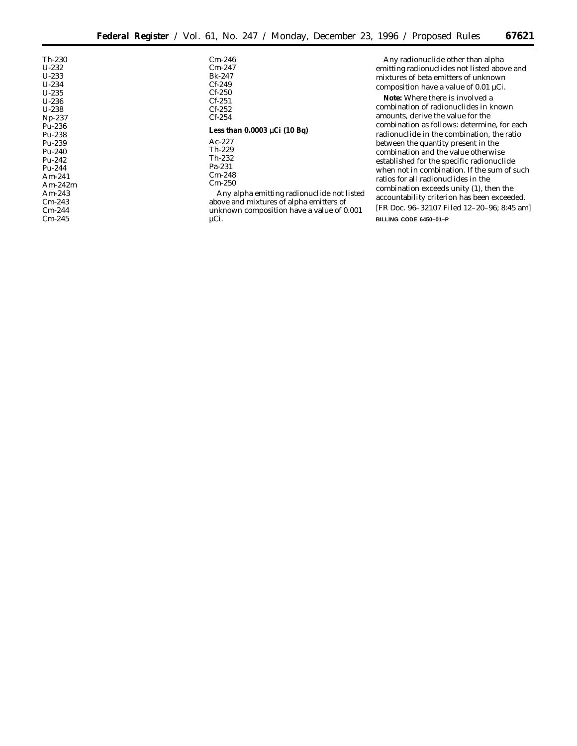Th-230
U-232
U-233
U-234
U-235
U-236
U-238
Np-237
Pu-236
Pu-238
Pu-239
Pu-240
Pu-242
Pu-244
Am-241
Am-242m
Am-243
Cm-243
Cm-244
Cm-245
Cm-246
Cm-247
Bk-247
Cf-249
Cf-250
Cf-251
Cf-252
Cf-254

**Less than 0.0003 μCi (10 Bq)**

Ac-227
Th-229
Th-232
Pa-231
Cm-248
Cm-250

Any alpha emitting radionuclide not listed above and mixtures of alpha emitters of unknown composition have a value of 0.001 μCi.

Any radionuclide other than alpha emitting radionuclides not listed above and mixtures of beta emitters of unknown composition have a value of 0.01 μCi.

**Note:** Where there is involved a combination of radionuclides in known amounts, derive the value for the combination as follows: determine, for each radionuclide in the combination, the ratio between the quantity present in the combination and the value otherwise established for the specific radionuclide when not in combination. If the sum of such ratios for all radionuclides in the combination exceeds unity (1), then the accountability criterion has been exceeded.

[FR Doc. 96–32107 Filed 12–20–96; 8:45 am]

BILLING CODE 6450–01–P